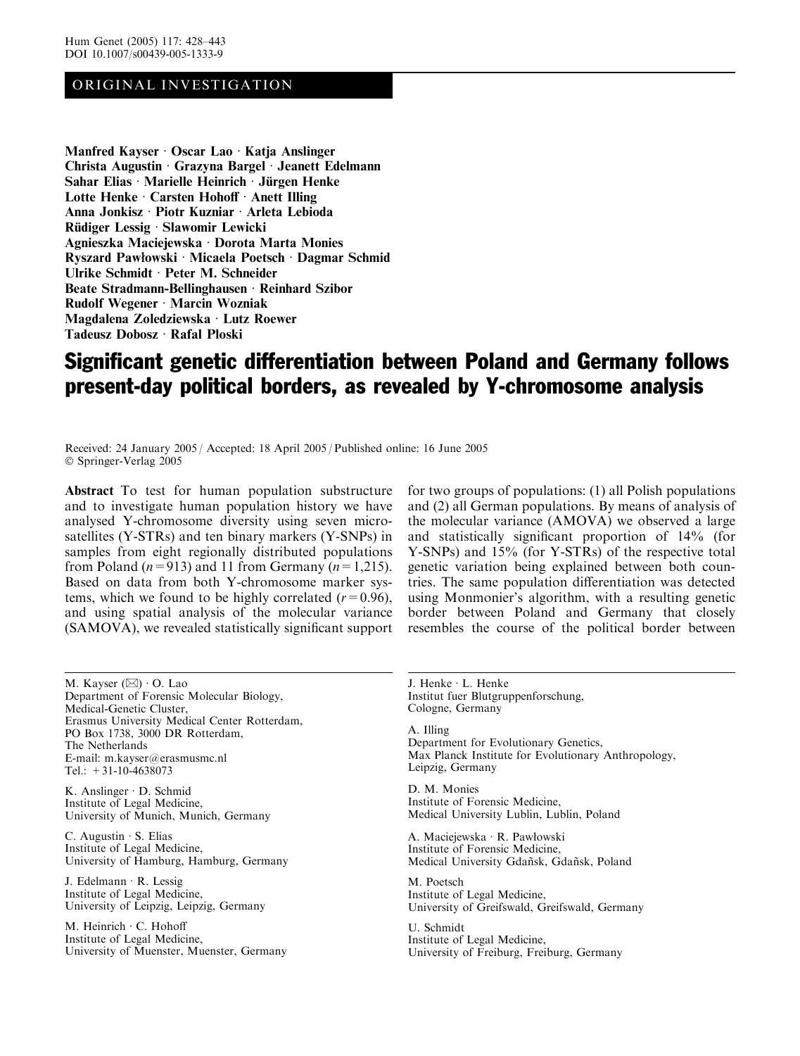ORIGINAL INVESTIGATION

**Manfred Kayser · Oscar Lao · Katja Anslinger · Christa Augustin · Grazyna Bargel · Jeanett Edelmann · Sahar Elias · Marielle Heinrich · Jürgen Henke · Lotte Henke · Carsten Hohoff · Anett Illing · Anna Jonkisz · Piotr Kuzniar · Arleta Lebioda · Rüdiger Lessig · Slawomir Lewicki · Agnieszka Maciejewska · Dorota Marta Monies · Ryszard Pawłowski · Micaela Poetsch · Dagmar Schmid · Ulrike Schmidt · Peter M. Schneider · Beate Stradmann-Bellinghausen · Reinhard Szibor · Rudolf Wegener · Marcin Wozniak · Magdalena Zoledziewska · Lutz Roewer · Tadeusz Dobosz · Rafal Ploski**

# Significant genetic differentiation between Poland and Germany follows present-day political borders, as revealed by Y-chromosome analysis

Received: 24 January 2005 / Accepted: 18 April 2005 / Published online: 16 June 2005
© Springer-Verlag 2005

**Abstract** To test for human population substructure and to investigate human population history we have analysed Y-chromosome diversity using seven microsatellites (Y-STRs) and ten binary markers (Y-SNPs) in samples from eight regionally distributed populations from Poland ($n = 913$) and 11 from Germany ($n = 1{,}215$). Based on data from both Y-chromosome marker systems, which we found to be highly correlated ($r = 0.96$), and using spatial analysis of the molecular variance (SAMOVA), we revealed statistically significant support for two groups of populations: (1) all Polish populations and (2) all German populations. By means of analysis of the molecular variance (AMOVA) we observed a large and statistically significant proportion of 14% (for Y-SNPs) and 15% (for Y-STRs) of the respective total genetic variation being explained between both countries. The same population differentiation was detected using Monmonier's algorithm, with a resulting genetic border between Poland and Germany that closely resembles the course of the political border between

M. Kayser (✉) · O. Lao
Department of Forensic Molecular Biology,
Medical-Genetic Cluster,
Erasmus University Medical Center Rotterdam,
PO Box 1738, 3000 DR Rotterdam,
The Netherlands
E-mail: m.kayser@erasmusmc.nl
Tel.: +31-10-4638073

K. Anslinger · D. Schmid
Institute of Legal Medicine,
University of Munich, Munich, Germany

C. Augustin · S. Elias
Institute of Legal Medicine,
University of Hamburg, Hamburg, Germany

J. Edelmann · R. Lessig
Institute of Legal Medicine,
University of Leipzig, Leipzig, Germany

M. Heinrich · C. Hohoff
Institute of Legal Medicine,
University of Muenster, Muenster, Germany

J. Henke · L. Henke
Institut fuer Blutgruppenforschung,
Cologne, Germany

A. Illing
Department for Evolutionary Genetics,
Max Planck Institute for Evolutionary Anthropology,
Leipzig, Germany

D. M. Monies
Institute of Forensic Medicine,
Medical University Lublin, Lublin, Poland

A. Maciejewska · R. Pawłowski
Institute of Forensic Medicine,
Medical University Gdańsk, Gdańsk, Poland

M. Poetsch
Institute of Legal Medicine,
University of Greifswald, Greifswald, Germany

U. Schmidt
Institute of Legal Medicine,
University of Freiburg, Freiburg, Germany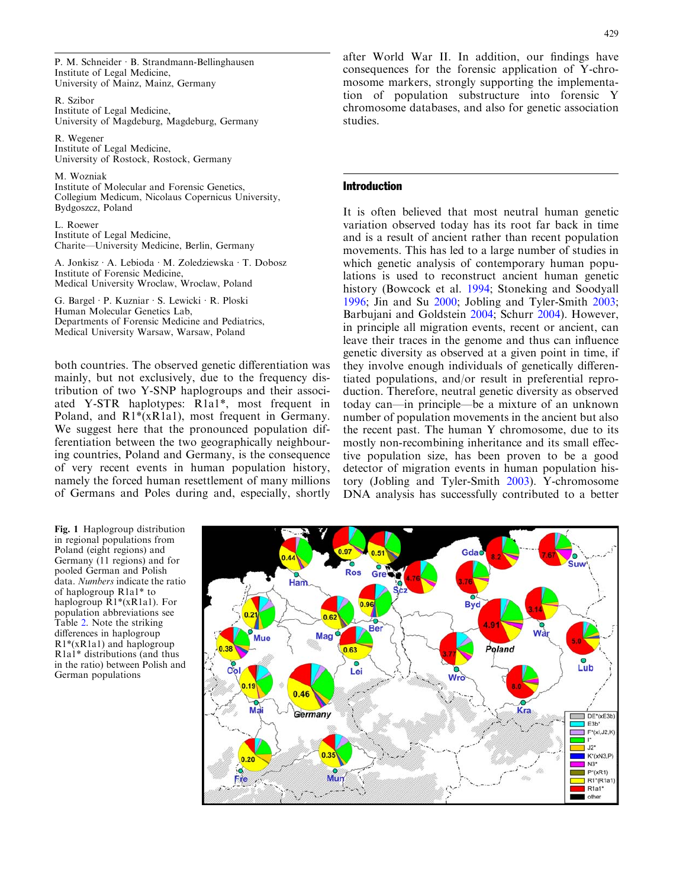P. M. Schneider · B. Strandmann-Bellinghausen
Institute of Legal Medicine,
University of Mainz, Mainz, Germany

R. Szibor
Institute of Legal Medicine,
University of Magdeburg, Magdeburg, Germany

R. Wegener
Institute of Legal Medicine,
University of Rostock, Rostock, Germany

M. Wozniak
Institute of Molecular and Forensic Genetics,
Collegium Medicum, Nicolaus Copernicus University,
Bydgoszcz, Poland

L. Roewer
Institute of Legal Medicine,
Charite—University Medicine, Berlin, Germany

A. Jonkisz · A. Lebioda · M. Zoledziewska · T. Dobosz
Institute of Forensic Medicine,
Medical University Wroclaw, Wroclaw, Poland

G. Bargel · P. Kuzniar · S. Lewicki · R. Ploski
Human Molecular Genetics Lab,
Departments of Forensic Medicine and Pediatrics,
Medical University Warsaw, Warsaw, Poland

both countries. The observed genetic differentiation was mainly, but not exclusively, due to the frequency distribution of two Y-SNP haplogroups and their associated Y-STR haplotypes: R1a1*, most frequent in Poland, and R1*(xR1a1), most frequent in Germany. We suggest here that the pronounced population differentiation between the two geographically neighbouring countries, Poland and Germany, is the consequence of very recent events in human population history, namely the forced human resettlement of many millions of Germans and Poles during and, especially, shortly after World War II. In addition, our findings have consequences for the forensic application of Y-chromosome markers, strongly supporting the implementation of population substructure into forensic Y chromosome databases, and also for genetic association studies.

## Introduction

It is often believed that most neutral human genetic variation observed today has its root far back in time and is a result of ancient rather than recent population movements. This has led to a large number of studies in which genetic analysis of contemporary human populations is used to reconstruct ancient human genetic history (Bowcock et al. 1994; Stoneking and Soodyall 1996; Jin and Su 2000; Jobling and Tyler-Smith 2003; Barbujani and Goldstein 2004; Schurr 2004). However, in principle all migration events, recent or ancient, can leave their traces in the genome and thus can influence genetic diversity as observed at a given point in time, if they involve enough individuals of genetically differentiated populations, and/or result in preferential reproduction. Therefore, neutral genetic diversity as observed today can—in principle—be a mixture of an unknown number of population movements in the ancient but also the recent past. The human Y chromosome, due to its mostly non-recombining inheritance and its small effective population size, has been proven to be a good detector of migration events in human population history (Jobling and Tyler-Smith 2003). Y-chromosome DNA analysis has successfully contributed to a better

**Fig. 1** Haplogroup distribution in regional populations from Poland (eight regions) and Germany (11 regions) and for pooled German and Polish data. *Numbers* indicate the ratio of haplogroup R1a1* to haplogroup R1*(xR1a1). For population abbreviations see Table 2. Note the striking differences in haplogroup R1*(xR1a1) and haplogroup R1a1* distributions (and thus in the ratio) between Polish and German populations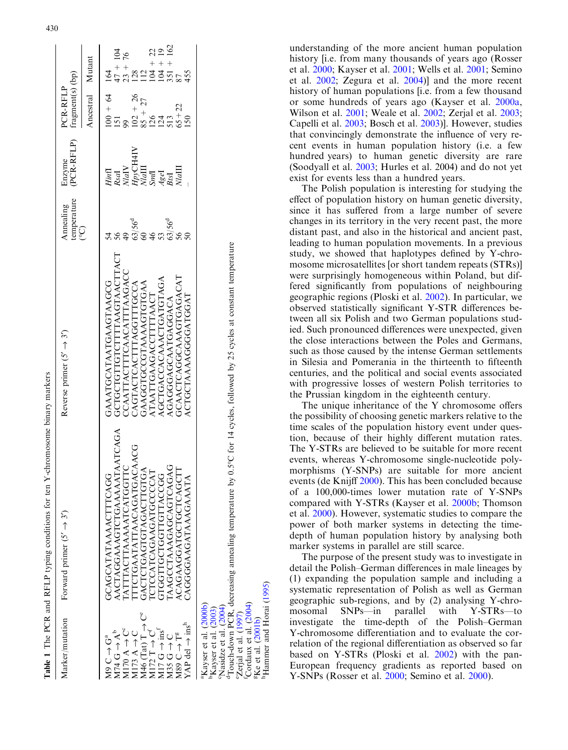**Table 1** The PCR and RFLP typing conditions for ten Y-chromosome binary markers

| Marker/mutation | Forward primer (5′ → 3′) | Reverse primer (5′ → 3′) | Annealing temperature (°C) | Enzyme (PCR-RFLP) | PCR-RFLP fragment(s) (bp) | |
|---|---|---|---|---|---|---|
| | | | | | Ancestral | Mutant |
| M9 C → G[a] | GCAGCATATAAAACTTTCAGG | GAAATGCATAATGAAGTAAGCG | 54 | *Hin*fI | 100 + 64 | 164 |
| M74 G → A[b] | AACTAGGAAAGTCTGAAAAATAATCAGA | GCTGCTGTTGTCTTTTAAGTAACTTACT | 56 | *Rsa*I | 151 | 47 + 104 |
| M170 A → C[c] | TATTTACTTAAAAATCATGGTTC | CCAATTACTTTCAACATTTAAGACC | 49 | *Nla*IV | 99 | 23 + 76 |
| M173 A → C | TTTCTGAATATTAACAGATGACAACG | CAGTACTCACTTTAGGTTTGCCA | 63/56[d] | *Hpy*CH4IV | 102 + 26 | 128 |
| M46 (Tat) T → C[e] | GACTCTGAGTGTAGACTTGTGA | GAAGGTGCCGTAAAAGTGTGAA | 60 | *Nla*III | 85 + 27 | 112 |
| M172 T → G[f] | TCTCCATCAGAAGATGCCCCAT | ATAATTGAAGACCTTTTAACT | 46 | *Sml*I | 126 | 104 + 22 |
| M17 G → ins[f] | GTGGTTGCTGGTTGTTACCGG | AGCTGACCACAAACTGATGTAGA | 53 | *Age*I | 124 | 104 + 19 |
| M35 G → C | TAAGCCTAAAGAGCAGTCAGAG | AGAGGGAGCAATGAGGACA | 63/56[d] | *Bts*I | 513 | 351 + 162 |
| M89 C → T[g] | ACAGAAGGATGCTGCTCAGCTT | GCAACTCAGGCAAAGTGAGACAT | 56 | *Nla*III | 65 + 22 | 87 |
| YAP del → ins[h] | CAGGGGAAGATAAAGAAATA | ACTGCTAAAAGGGGATGGAT | 50 | – | 150 | 455 |

[a] Kayser et al. (2000b)
[b] Kayser et al. (2003)
[c] Nasidze et al. (2004)
[d] Touch-down PCR, decreasing annealing temperature by 0.5°C for 14 cycles, followed by 25 cycles at constant temperature
[e] Zerjal et al. (1997)
[f] Cordaux et al. (2004)
[g] Ke et al. (2001b)
[h] Hammer and Horai (1995)

understanding of the more ancient human population history [i.e. from many thousands of years ago (Rosser et al. 2000; Kayser et al. 2001; Wells et al. 2001; Semino et al. 2002; Zegura et al. 2004)] and the more recent history of human populations [i.e. from a few thousand or some hundreds of years ago (Kayser et al. 2000a, Wilson et al. 2001; Weale et al. 2002; Zerjal et al. 2003; Capelli et al. 2003; Bosch et al. 2003)]. However, studies that convincingly demonstrate the influence of very recent events in human population history (i.e. a few hundred years) to human genetic diversity are rare (Soodyall et al. 2003; Hurles et al. 2004) and do not yet exist for events less than a hundred years.

The Polish population is interesting for studying the effect of population history on human genetic diversity, since it has suffered from a large number of severe changes in its territory in the very recent past, the more distant past, and also in the historical and ancient past, leading to human population movements. In a previous study, we showed that haplotypes defined by Y-chromosome microsatellites [or short tandem repeats (STRs)] were surprisingly homogeneous within Poland, but differed significantly from populations of neighbouring geographic regions (Ploski et al. 2002). In particular, we observed statistically significant Y-STR differences between all six Polish and two German populations studied. Such pronounced differences were unexpected, given the close interactions between the Poles and Germans, such as those caused by the intense German settlements in Silesia and Pomerania in the thirteenth to fifteenth centuries, and the political and social events associated with progressive losses of western Polish territories to the Prussian kingdom in the eighteenth century.

The unique inheritance of the Y chromosome offers the possibility of choosing genetic markers relative to the time scales of the population history event under question, because of their highly different mutation rates. The Y-STRs are believed to be suitable for more recent events, whereas Y-chromosome single-nucleotide polymorphisms (Y-SNPs) are suitable for more ancient events (de Knijff 2000). This has been concluded because of a 100,000-times lower mutation rate of Y-SNPs compared with Y-STRs (Kayser et al. 2000b; Thomson et al. 2000). However, systematic studies to compare the power of both marker systems in detecting the time-depth of human population history by analysing both marker systems in parallel are still scarce.

The purpose of the present study was to investigate in detail the Polish–German differences in male lineages by (1) expanding the population sample and including a systematic representation of Polish as well as German geographic sub-regions, and by (2) analysing Y-chromosomal SNPs—in parallel with Y-STRs—to investigate the time-depth of the Polish–German Y-chromosome differentiation and to evaluate the correlation of the regional differentiation as observed so far based on Y-STRs (Ploski et al. 2002) with the pan-European frequency gradients as reported based on Y-SNPs (Rosser et al. 2000; Semino et al. 2000).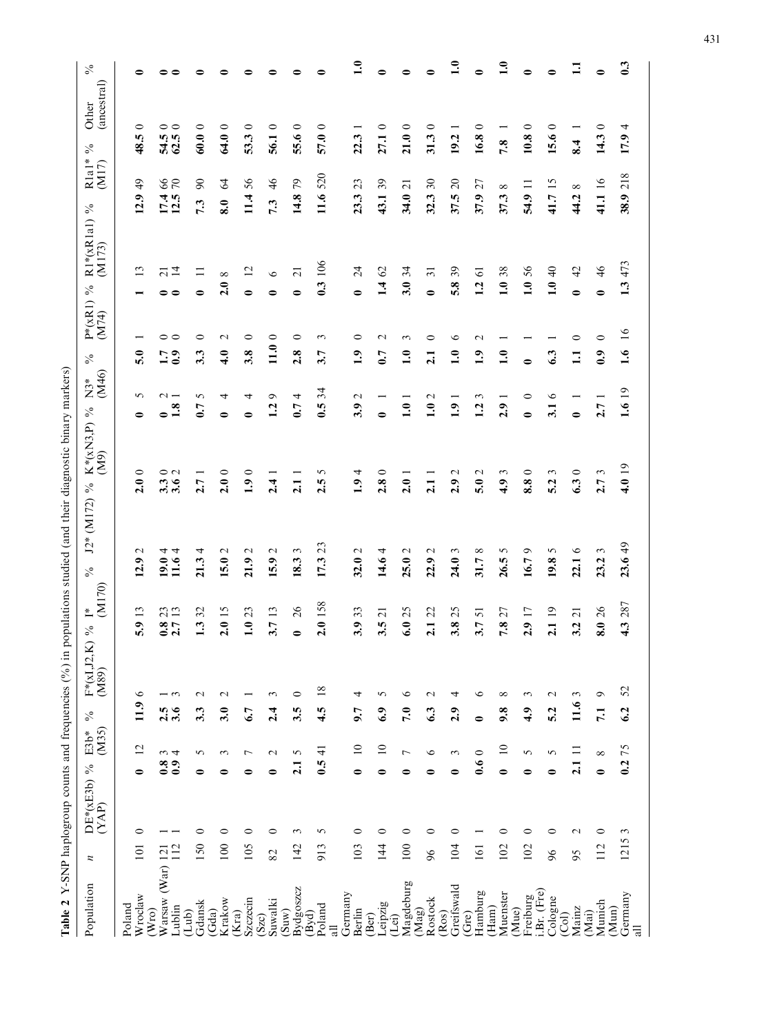**Table 2** Y-SNP haplogroup counts and frequencies (%) in populations studied (and their diagnostic binary markers)

| Population | *n* | DE*(xE3b) (YAP) | % | E3b* (M35) | % | F*(xI,J2,K) (M89) | % | I* (M170) | % | J2* (M172) | % | K*(xN3,P) (M9) | % | N3* (M46) | % | P*(xR1) (M74) | % | R1*(xR1a1) (M173) | % | R1a1* (M17) | % | Other (ancestral) | % |
|---|---|---|---|---|---|---|---|---|---|---|---|---|---|---|---|---|---|---|---|---|---|---|---|
| Poland | | | | | | | | | | | | | | | | | | | | | | | |
| Wroclaw (Wro) | 101 | 0 | **0** | 12 | **11.9** | 6 | **5.9** | 13 | **12.9** | 2 | **2.0** | 0 | **0** | 5 | **5.0** | 1 | **1** | 13 | **12.9** | 49 | **48.5** | 0 | **0** |
| Warsaw (War) | 121 | 1 | **0.8** | 3 | **2.5** | 1 | **0.8** | 23 | **19.0** | 4 | **3.3** | 0 | **0** | 2 | **1.7** | 0 | **0** | 21 | **17.4** | 66 | **54.5** | 0 | **0** |
| Lublin (Lub) | 112 | 1 | **0.9** | 4 | **3.6** | 3 | **2.7** | 13 | **11.6** | 4 | **3.6** | 2 | **1.8** | 1 | **0.9** | 0 | **0** | 14 | **12.5** | 70 | **62.5** | 0 | **0** |
| Gdansk (Gda) | 150 | 0 | **0** | 5 | **3.3** | 2 | **1.3** | 32 | **21.3** | 4 | **2.7** | 1 | **0.7** | 5 | **3.3** | 0 | **0** | 11 | **7.3** | 90 | **60.0** | 0 | **0** |
| Krakow (Kra) | 100 | 0 | **0** | 3 | **3.0** | 2 | **2.0** | 15 | **15.0** | 2 | **2.0** | 0 | **0** | 4 | **4.0** | 2 | **2.0** | 8 | **8.0** | 64 | **64.0** | 0 | **0** |
| Szczecin (Szc) | 105 | 0 | **0** | 7 | **6.7** | 1 | **1.0** | 23 | **21.9** | 2 | **1.9** | 0 | **0** | 4 | **3.8** | 0 | **0** | 12 | **11.4** | 56 | **53.3** | 0 | **0** |
| Suwalki (Suw) | 82 | 0 | **0** | 2 | **2.4** | 3 | **3.7** | 13 | **15.9** | 2 | **2.4** | 1 | **1.2** | 9 | **11.0** | 0 | **0** | 6 | **7.3** | 46 | **56.1** | 0 | **0** |
| Bydgoszcz (Byd) | 142 | 3 | **2.1** | 5 | **3.5** | 0 | **0** | 26 | **18.3** | 3 | **2.1** | 1 | **0.7** | 4 | **2.8** | 0 | **0** | 21 | **14.8** | 79 | **55.6** | 0 | **0** |
| Poland all | 913 | 5 | **0.5** | 41 | **4.5** | 18 | **2.0** | 158 | **17.3** | 23 | **2.5** | 5 | **0.5** | 34 | **3.7** | 3 | **0.3** | 106 | **11.6** | 520 | **57.0** | 0 | **0** |
| Germany | | | | | | | | | | | | | | | | | | | | | | | |
| Berlin (Ber) | 103 | 0 | **0** | 10 | **9.7** | 4 | **3.9** | 33 | **32.0** | 2 | **1.9** | 4 | **3.9** | 2 | **1.9** | 0 | **0** | 24 | **23.3** | 23 | **22.3** | 1 | **1.0** |
| Leipzig (Lei) | 144 | 0 | **0** | 10 | **6.9** | 5 | **3.5** | 21 | **14.6** | 4 | **2.8** | 0 | **0** | 1 | **0.7** | 2 | **1.4** | 62 | **43.1** | 39 | **27.1** | 0 | **0** |
| Magdeburg (Mag) | 100 | 0 | **0** | 7 | **7.0** | 6 | **6.0** | 25 | **25.0** | 2 | **2.0** | 1 | **1.0** | 1 | **1.0** | 3 | **3.0** | 34 | **34.0** | 21 | **21.0** | 0 | **0** |
| Rostock (Ros) | 96 | 0 | **0** | 6 | **6.3** | 2 | **2.1** | 22 | **22.9** | 2 | **2.1** | 1 | **1.0** | 2 | **2.1** | 0 | **0** | 31 | **32.3** | 30 | **31.3** | 0 | **0** |
| Greifswald (Gre) | 104 | 0 | **0** | 3 | **2.9** | 4 | **3.8** | 25 | **24.0** | 3 | **2.9** | 2 | **1.9** | 1 | **1.0** | 6 | **5.8** | 39 | **37.5** | 20 | **19.2** | 1 | **1.0** |
| Hamburg (Ham) | 161 | 1 | **0.6** | 0 | **0** | 6 | **3.7** | 51 | **31.7** | 8 | **5.0** | 2 | **1.2** | 3 | **1.9** | 2 | **1.2** | 61 | **37.9** | 27 | **16.8** | 0 | **0** |
| Muenster (Mue) | 102 | 0 | **0** | 10 | **9.8** | 8 | **7.8** | 27 | **26.5** | 5 | **4.9** | 3 | **2.9** | 1 | **1.0** | 1 | **1.0** | 38 | **37.3** | 8 | **7.8** | 1 | **1.0** |
| Freiburg i.Br. (Fre) | 102 | 0 | **0** | 5 | **4.9** | 3 | **2.9** | 17 | **16.7** | 9 | **8.8** | 0 | **0** | 0 | **0** | 1 | **1.0** | 56 | **54.9** | 11 | **10.8** | 0 | **0** |
| Cologne (Col) | 96 | 0 | **0** | 5 | **5.2** | 2 | **2.1** | 19 | **19.8** | 5 | **5.2** | 3 | **3.1** | 6 | **6.3** | 1 | **1.0** | 40 | **41.7** | 15 | **15.6** | 0 | **0** |
| Mainz (Mai) | 95 | 2 | **2.1** | 11 | **11.6** | 3 | **3.2** | 21 | **22.1** | 6 | **6.3** | 0 | **0** | 1 | **1.1** | 0 | **0** | 42 | **44.2** | 8 | **8.4** | 1 | **1.1** |
| Munich (Mun) | 112 | 0 | **0** | 8 | **7.1** | 9 | **8.0** | 26 | **23.2** | 3 | **2.7** | 3 | **2.7** | 1 | **0.9** | 0 | **0** | 46 | **41.1** | 16 | **14.3** | 0 | **0** |
| Germany all | 1215 | 3 | **0.2** | 75 | **6.2** | 52 | **4.3** | 287 | **23.6** | 49 | **4.0** | 19 | **1.6** | 19 | **1.6** | 16 | **1.3** | 473 | **38.9** | 218 | **17.9** | 4 | **0.3** |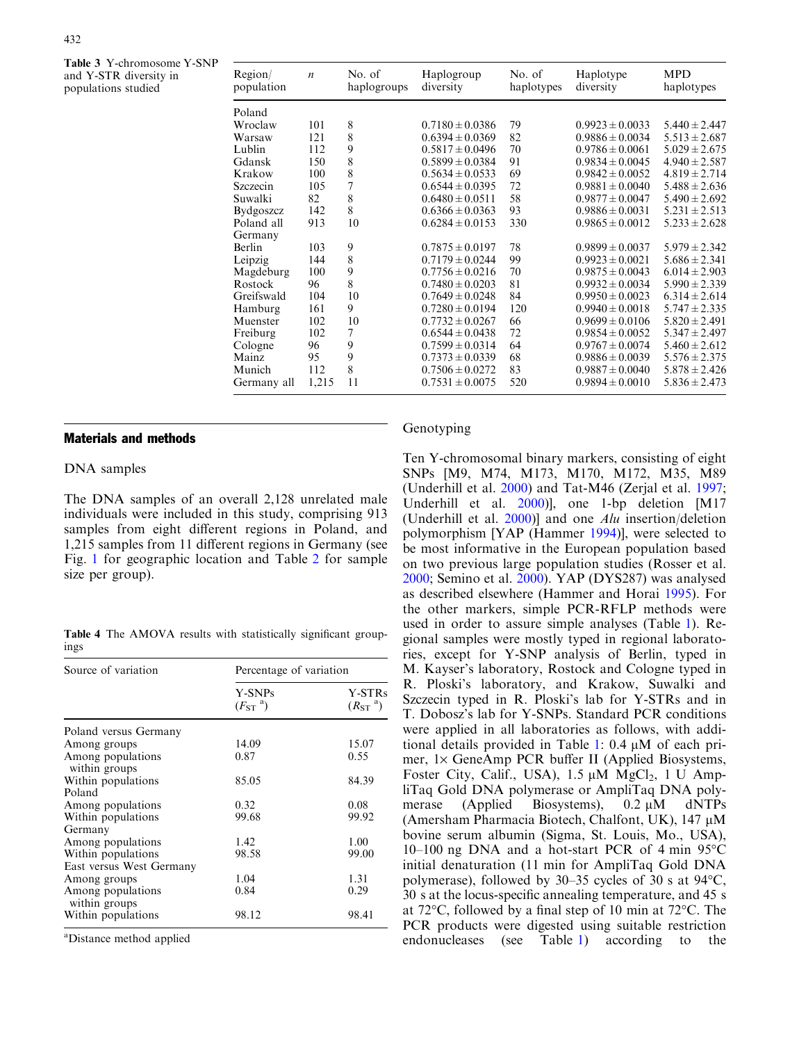**Table 3** Y-chromosome Y-SNP and Y-STR diversity in populations studied

| Region/population | $n$ | No. of haplogroups | Haplogroup diversity | No. of haplotypes | Haplotype diversity | MPD haplotypes |
|---|---|---|---|---|---|---|
| Poland | | | | | | |
| Wroclaw | 101 | 8 | 0.7180 ± 0.0386 | 79 | 0.9923 ± 0.0033 | 5.440 ± 2.447 |
| Warsaw | 121 | 8 | 0.6394 ± 0.0369 | 82 | 0.9886 ± 0.0034 | 5.513 ± 2.687 |
| Lublin | 112 | 9 | 0.5817 ± 0.0496 | 70 | 0.9786 ± 0.0061 | 5.029 ± 2.675 |
| Gdansk | 150 | 8 | 0.5899 ± 0.0384 | 91 | 0.9834 ± 0.0045 | 4.940 ± 2.587 |
| Krakow | 100 | 8 | 0.5634 ± 0.0533 | 69 | 0.9842 ± 0.0052 | 4.819 ± 2.714 |
| Szczecin | 105 | 7 | 0.6544 ± 0.0395 | 72 | 0.9881 ± 0.0040 | 5.488 ± 2.636 |
| Suwalki | 82 | 8 | 0.6480 ± 0.0511 | 58 | 0.9877 ± 0.0047 | 5.490 ± 2.692 |
| Bydgoszcz | 142 | 8 | 0.6366 ± 0.0363 | 93 | 0.9886 ± 0.0031 | 5.231 ± 2.513 |
| Poland all | 913 | 10 | 0.6284 ± 0.0153 | 330 | 0.9865 ± 0.0012 | 5.233 ± 2.628 |
| Germany | | | | | | |
| Berlin | 103 | 9 | 0.7875 ± 0.0197 | 78 | 0.9899 ± 0.0037 | 5.979 ± 2.342 |
| Leipzig | 144 | 8 | 0.7179 ± 0.0244 | 99 | 0.9923 ± 0.0021 | 5.686 ± 2.341 |
| Magdeburg | 100 | 9 | 0.7756 ± 0.0216 | 70 | 0.9875 ± 0.0043 | 6.014 ± 2.903 |
| Rostock | 96 | 8 | 0.7480 ± 0.0203 | 81 | 0.9932 ± 0.0034 | 5.990 ± 2.339 |
| Greifswald | 104 | 10 | 0.7649 ± 0.0248 | 84 | 0.9950 ± 0.0023 | 6.314 ± 2.614 |
| Hamburg | 161 | 9 | 0.7280 ± 0.0194 | 120 | 0.9940 ± 0.0018 | 5.747 ± 2.335 |
| Muenster | 102 | 10 | 0.7732 ± 0.0267 | 66 | 0.9699 ± 0.0106 | 5.820 ± 2.491 |
| Freiburg | 102 | 7 | 0.6544 ± 0.0438 | 72 | 0.9854 ± 0.0052 | 5.347 ± 2.497 |
| Cologne | 96 | 9 | 0.7599 ± 0.0314 | 64 | 0.9767 ± 0.0074 | 5.460 ± 2.612 |
| Mainz | 95 | 9 | 0.7373 ± 0.0339 | 68 | 0.9886 ± 0.0039 | 5.576 ± 2.375 |
| Munich | 112 | 8 | 0.7506 ± 0.0272 | 83 | 0.9887 ± 0.0040 | 5.878 ± 2.426 |
| Germany all | 1,215 | 11 | 0.7531 ± 0.0075 | 520 | 0.9894 ± 0.0010 | 5.836 ± 2.473 |

## Materials and methods

### DNA samples

The DNA samples of an overall 2,128 unrelated male individuals were included in this study, comprising 913 samples from eight different regions in Poland, and 1,215 samples from 11 different regions in Germany (see Fig. 1 for geographic location and Table 2 for sample size per group).

**Table 4** The AMOVA results with statistically significant groupings

| Source of variation | Percentage of variation | |
|---|---|---|
| | Y-SNPs ($F_{ST}$ [a]) | Y-STRs ($R_{ST}$ [a]) |
| Poland versus Germany | | |
| Among groups | 14.09 | 15.07 |
| Among populations within groups | 0.87 | 0.55 |
| Within populations | 85.05 | 84.39 |
| Poland | | |
| Among populations | 0.32 | 0.08 |
| Within populations | 99.68 | 99.92 |
| Germany | | |
| Among populations | 1.42 | 1.00 |
| Within populations | 98.58 | 99.00 |
| East versus West Germany | | |
| Among groups | 1.04 | 1.31 |
| Among populations within groups | 0.84 | 0.29 |
| Within populations | 98.12 | 98.41 |

[a]Distance method applied

### Genotyping

Ten Y-chromosomal binary markers, consisting of eight SNPs [M9, M74, M173, M170, M172, M35, M89 (Underhill et al. 2000) and Tat-M46 (Zerjal et al. 1997; Underhill et al. 2000)], one 1-bp deletion [M17 (Underhill et al. 2000)] and one *Alu* insertion/deletion polymorphism [YAP (Hammer 1994)], were selected to be most informative in the European population based on two previous large population studies (Rosser et al. 2000; Semino et al. 2000). YAP (DYS287) was analysed as described elsewhere (Hammer and Horai 1995). For the other markers, simple PCR-RFLP methods were used in order to assure simple analyses (Table 1). Regional samples were mostly typed in regional laboratories, except for Y-SNP analysis of Berlin, typed in M. Kayser's laboratory, Rostock and Cologne typed in R. Ploski's laboratory, and Krakow, Suwalki and Szczecin typed in R. Ploski's lab for Y-STRs and in T. Dobosz's lab for Y-SNPs. Standard PCR conditions were applied in all laboratories as follows, with additional details provided in Table 1: 0.4 μM of each primer, 1× GeneAmp PCR buffer II (Applied Biosystems, Foster City, Calif., USA), 1.5 μM $MgCl_2$, 1 U AmpliTaq Gold DNA polymerase or AmpliTaq DNA polymerase (Applied Biosystems), 0.2 μM dNTPs (Amersham Pharmacia Biotech, Chalfont, UK), 147 μM bovine serum albumin (Sigma, St. Louis, Mo., USA), 10–100 ng DNA and a hot-start PCR of 4 min 95°C initial denaturation (11 min for AmpliTaq Gold DNA polymerase), followed by 30–35 cycles of 30 s at 94°C, 30 s at the locus-specific annealing temperature, and 45 s at 72°C, followed by a final step of 10 min at 72°C. The PCR products were digested using suitable restriction endonucleases (see Table 1) according to the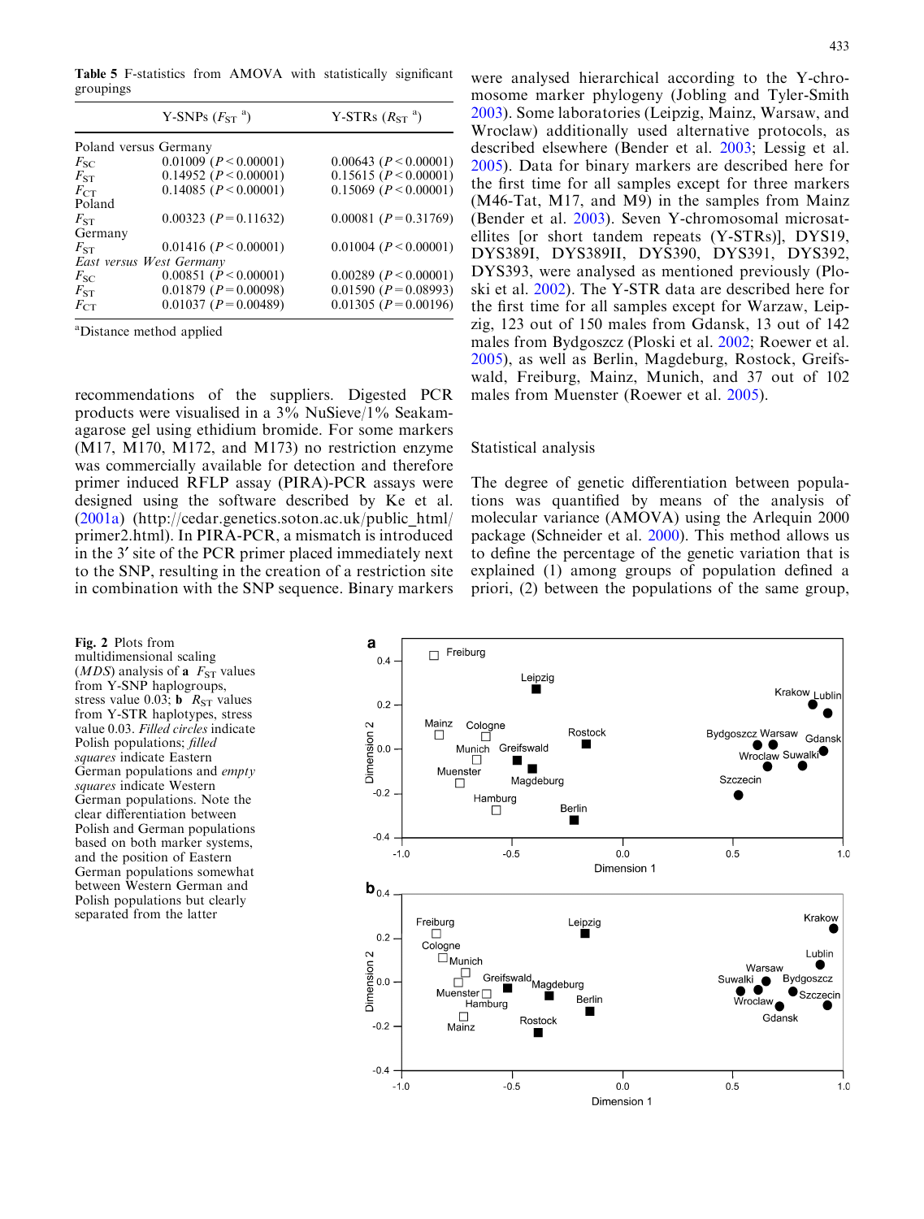**Table 5** F-statistics from AMOVA with statistically significant groupings

| | Y-SNPs ($F_{ST}$ [a]) | Y-STRs ($R_{ST}$ [a]) |
|---|---|---|
| Poland versus Germany | | |
| $F_{SC}$ | 0.01009 ($P<0.00001$) | 0.00643 ($P<0.00001$) |
| $F_{ST}$ | 0.14952 ($P<0.00001$) | 0.15615 ($P<0.00001$) |
| $F_{CT}$ | 0.14085 ($P<0.00001$) | 0.15069 ($P<0.00001$) |
| Poland | | |
| $F_{ST}$ | 0.00323 ($P=0.11632$) | 0.00081 ($P=0.31769$) |
| Germany | | |
| $F_{ST}$ | 0.01416 ($P<0.00001$) | 0.01004 ($P<0.00001$) |
| *East versus West Germany* | | |
| $F_{SC}$ | 0.00851 ($P<0.00001$) | 0.00289 ($P<0.00001$) |
| $F_{ST}$ | 0.01879 ($P=0.00098$) | 0.01590 ($P=0.08993$) |
| $F_{CT}$ | 0.01037 ($P=0.00489$) | 0.01305 ($P=0.00196$) |

[a]Distance method applied

recommendations of the suppliers. Digested PCR products were visualised in a 3% NuSieve/1% Seakam-agarose gel using ethidium bromide. For some markers (M17, M170, M172, and M173) no restriction enzyme was commercially available for detection and therefore primer induced RFLP assay (PIRA)-PCR assays were designed using the software described by Ke et al. (2001a) (http://cedar.genetics.soton.ac.uk/public_html/primer2.html). In PIRA-PCR, a mismatch is introduced in the 3′ site of the PCR primer placed immediately next to the SNP, resulting in the creation of a restriction site in combination with the SNP sequence. Binary markers were analysed hierarchical according to the Y-chromosome marker phylogeny (Jobling and Tyler-Smith 2003). Some laboratories (Leipzig, Mainz, Warsaw, and Wroclaw) additionally used alternative protocols, as described elsewhere (Bender et al. 2003; Lessig et al. 2005). Data for binary markers are described here for the first time for all samples except for three markers (M46-Tat, M17, and M9) in the samples from Mainz (Bender et al. 2003). Seven Y-chromosomal microsatellites [or short tandem repeats (Y-STRs)], DYS19, DYS389I, DYS389II, DYS390, DYS391, DYS392, DYS393, were analysed as mentioned previously (Ploski et al. 2002). The Y-STR data are described here for the first time for all samples except for Warzaw, Leipzig, 123 out of 150 males from Gdansk, 13 out of 142 males from Bydgoszcz (Ploski et al. 2002; Roewer et al. 2005), as well as Berlin, Magdeburg, Rostock, Greifswald, Freiburg, Mainz, Munich, and 37 out of 102 males from Muenster (Roewer et al. 2005).

## Statistical analysis

The degree of genetic differentiation between populations was quantified by means of the analysis of molecular variance (AMOVA) using the Arlequin 2000 package (Schneider et al. 2000). This method allows us to define the percentage of the genetic variation that is explained (1) among groups of population defined a priori, (2) between the populations of the same group,

**Fig. 2** Plots from multidimensional scaling (*MDS*) analysis of **a** $F_{ST}$ values from Y-SNP haplogroups, stress value 0.03; **b** $R_{ST}$ values from Y-STR haplotypes, stress value 0.03. *Filled circles* indicate Polish populations; *filled squares* indicate Eastern German populations and *empty squares* indicate Western German populations. Note the clear differentiation between Polish and German populations based on both marker systems, and the position of Eastern German populations somewhat between Western German and Polish populations but clearly separated from the latter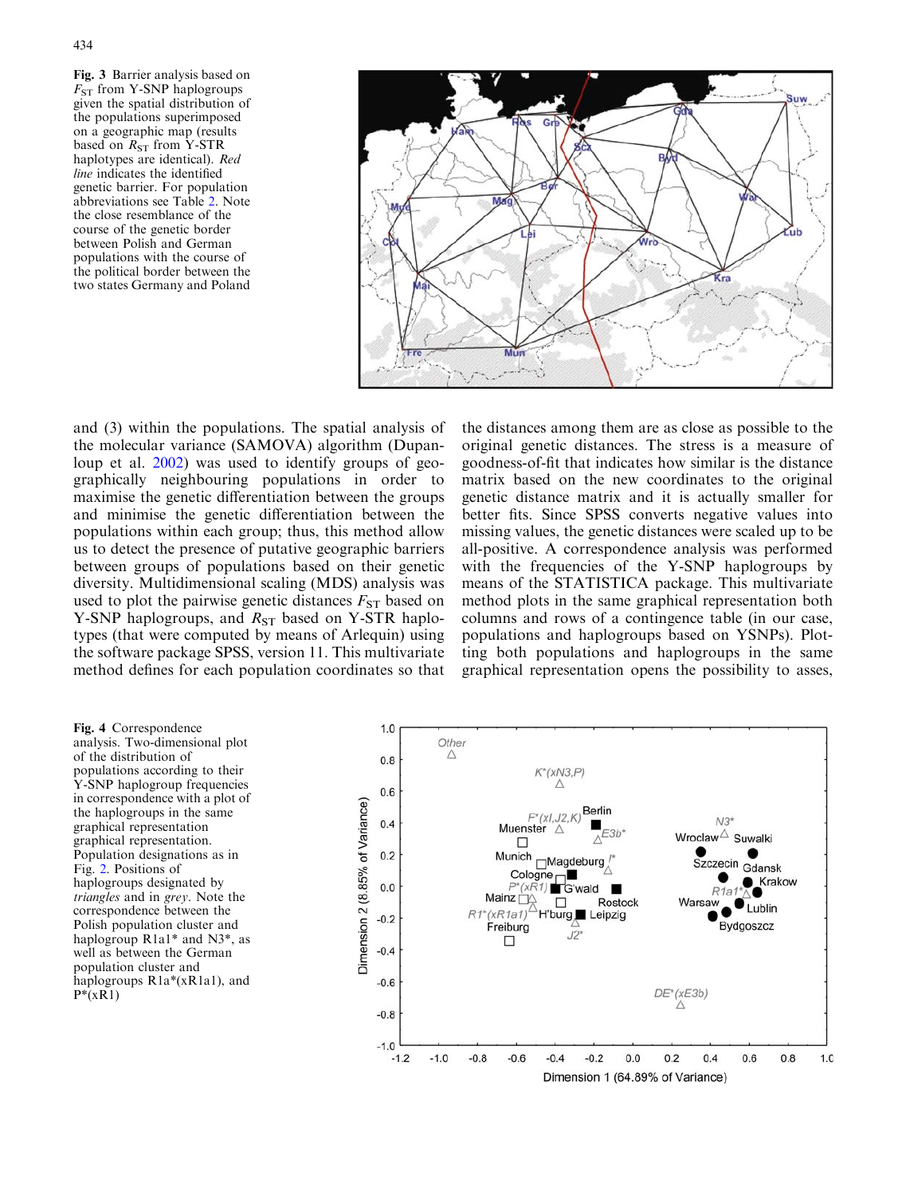**Fig. 3** Barrier analysis based on $F_{ST}$ from Y-SNP haplogroups given the spatial distribution of the populations superimposed on a geographic map (results based on $R_{ST}$ from Y-STR haplotypes are identical). *Red line* indicates the identified genetic barrier. For population abbreviations see Table 2. Note the close resemblance of the course of the genetic border between Polish and German populations with the course of the political border between the two states Germany and Poland

and (3) within the populations. The spatial analysis of the molecular variance (SAMOVA) algorithm (Dupanloup et al. 2002) was used to identify groups of geographically neighbouring populations in order to maximise the genetic differentiation between the groups and minimise the genetic differentiation between the populations within each group; thus, this method allow us to detect the presence of putative geographic barriers between groups of populations based on their genetic diversity. Multidimensional scaling (MDS) analysis was used to plot the pairwise genetic distances $F_{ST}$ based on Y-SNP haplogroups, and $R_{ST}$ based on Y-STR haplotypes (that were computed by means of Arlequin) using the software package SPSS, version 11. This multivariate method defines for each population coordinates so that the distances among them are as close as possible to the original genetic distances. The stress is a measure of goodness-of-fit that indicates how similar is the distance matrix based on the new coordinates to the original genetic distance matrix and it is actually smaller for better fits. Since SPSS converts negative values into missing values, the genetic distances were scaled up to be all-positive. A correspondence analysis was performed with the frequencies of the Y-SNP haplogroups by means of the STATISTICA package. This multivariate method plots in the same graphical representation both columns and rows of a contingence table (in our case, populations and haplogroups based on YSNPs). Plotting both populations and haplogroups in the same graphical representation opens the possibility to asses,

**Fig. 4** Correspondence analysis. Two-dimensional plot of the distribution of populations according to their Y-SNP haplogroup frequencies in correspondence with a plot of the haplogroups in the same graphical representation graphical representation. Population designations as in Fig. 2. Positions of haplogroups designated by *triangles* and in *grey*. Note the correspondence between the Polish population cluster and haplogroup R1a1* and N3*, as well as between the German population cluster and haplogroups R1a*(xR1a1), and P*(xR1)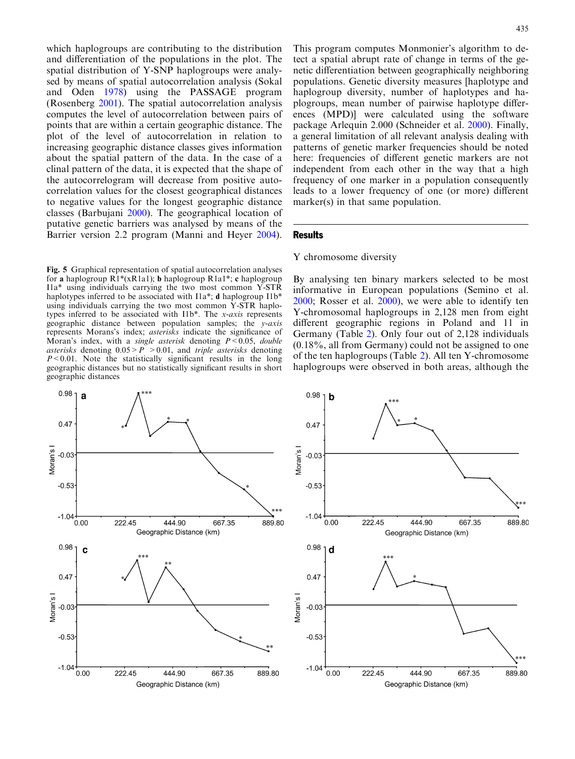which haplogroups are contributing to the distribution and differentiation of the populations in the plot. The spatial distribution of Y-SNP haplogroups were analysed by means of spatial autocorrelation analysis (Sokal and Oden 1978) using the PASSAGE program (Rosenberg 2001). The spatial autocorrelation analysis computes the level of autocorrelation between pairs of points that are within a certain geographic distance. The plot of the level of autocorrelation in relation to increasing geographic distance classes gives information about the spatial pattern of the data. In the case of a clinal pattern of the data, it is expected that the shape of the autocorrelogram will decrease from positive autocorrelation values for the closest geographical distances to negative values for the longest geographic distance classes (Barbujani 2000). The geographical location of putative genetic barriers was analysed by means of the Barrier version 2.2 program (Manni and Heyer 2004). This program computes Monmonier's algorithm to detect a spatial abrupt rate of change in terms of the genetic differentiation between geographically neighboring populations. Genetic diversity measures [haplotype and haplogroup diversity, number of haplotypes and haplogroups, mean number of pairwise haplotype differences (MPD)] were calculated using the software package Arlequin 2.000 (Schneider et al. 2000). Finally, a general limitation of all relevant analysis dealing with patterns of genetic marker frequencies should be noted here: frequencies of different genetic markers are not independent from each other in the way that a high frequency of one marker in a population consequently leads to a lower frequency of one (or more) different marker(s) in that same population.

**Fig. 5** Graphical representation of spatial autocorrelation analyses for **a** haplogroup R1\*(xR1a1); **b** haplogroup R1a1\*; **c** haplogroup I1a\* using individuals carrying the two most common Y-STR haplotypes inferred to be associated with I1a\*; **d** haplogroup I1b\* using individuals carrying the two most common Y-STR haplotypes inferred to be associated with I1b\*. The *x-axis* represents geographic distance between population samples; the *y-axis* represents Morans's index; *asterisks* indicate the significance of Moran's index, with a *single asterisk* denoting $P<0.05$, *double asterisks* denoting $0.05>P>0.01$, and *triple asterisks* denoting $P<0.01$. Note the statistically significant results in the long geographic distances but no statistically significant results in short geographic distances

## Results

### Y chromosome diversity

By analysing ten binary markers selected to be most informative in European populations (Semino et al. 2000; Rosser et al. 2000), we were able to identify ten Y-chromosomal haplogroups in 2,128 men from eight different geographic regions in Poland and 11 in Germany (Table 2). Only four out of 2,128 individuals (0.18%, all from Germany) could not be assigned to one of the ten haplogroups (Table 2). All ten Y-chromosome haplogroups were observed in both areas, although the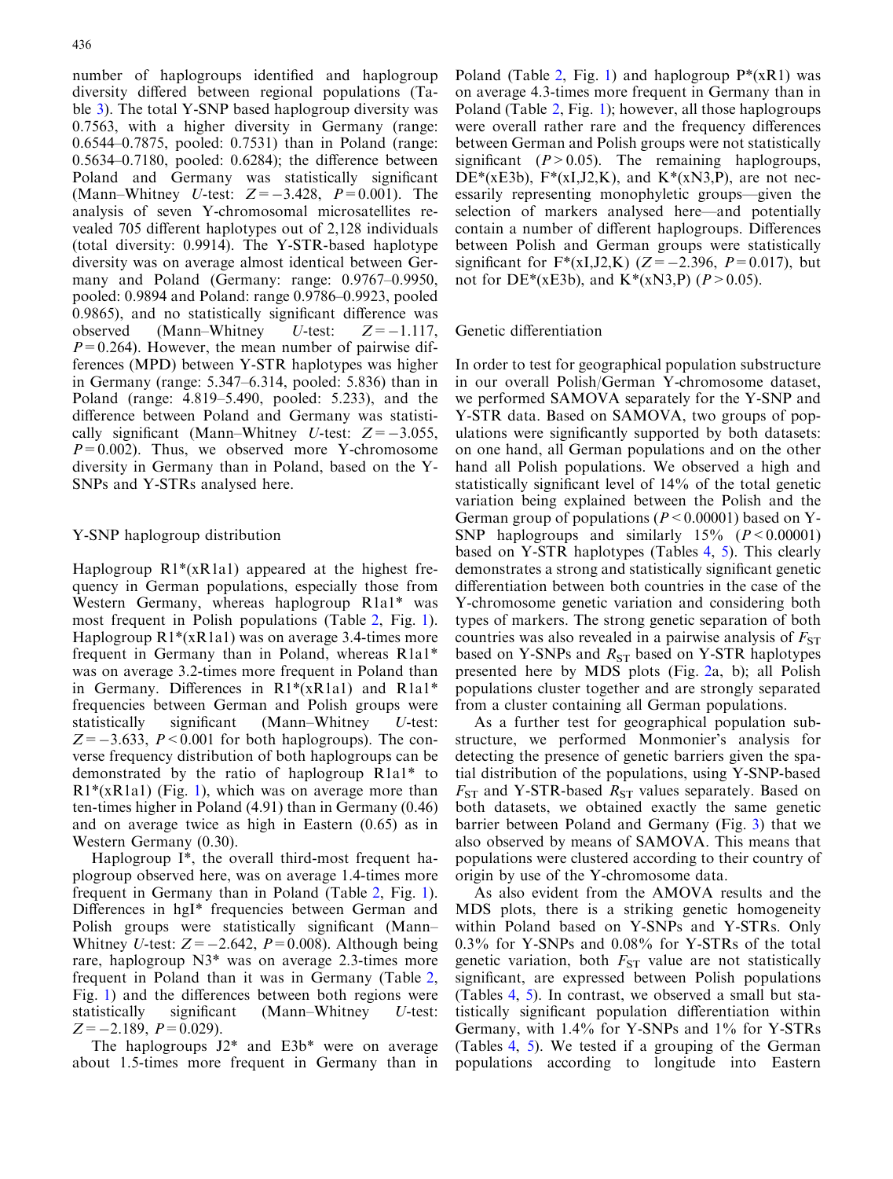number of haplogroups identified and haplogroup diversity differed between regional populations (Table 3). The total Y-SNP based haplogroup diversity was 0.7563, with a higher diversity in Germany (range: 0.6544–0.7875, pooled: 0.7531) than in Poland (range: 0.5634–0.7180, pooled: 0.6284); the difference between Poland and Germany was statistically significant (Mann–Whitney $U$-test: $Z = -3.428$, $P = 0.001$). The analysis of seven Y-chromosomal microsatellites revealed 705 different haplotypes out of 2,128 individuals (total diversity: 0.9914). The Y-STR-based haplotype diversity was on average almost identical between Germany and Poland (Germany: range: 0.9767–0.9950, pooled: 0.9894 and Poland: range 0.9786–0.9923, pooled 0.9865), and no statistically significant difference was observed (Mann–Whitney $U$-test: $Z = -1.117$, $P = 0.264$). However, the mean number of pairwise differences (MPD) between Y-STR haplotypes was higher in Germany (range: 5.347–6.314, pooled: 5.836) than in Poland (range: 4.819–5.490, pooled: 5.233), and the difference between Poland and Germany was statistically significant (Mann–Whitney $U$-test: $Z = -3.055$, $P = 0.002$). Thus, we observed more Y-chromosome diversity in Germany than in Poland, based on the Y-SNPs and Y-STRs analysed here.

## Y-SNP haplogroup distribution

Haplogroup R1*(xR1a1) appeared at the highest frequency in German populations, especially those from Western Germany, whereas haplogroup R1a1* was most frequent in Polish populations (Table 2, Fig. 1). Haplogroup R1*(xR1a1) was on average 3.4-times more frequent in Germany than in Poland, whereas R1a1* was on average 3.2-times more frequent in Poland than in Germany. Differences in R1*(xR1a1) and R1a1* frequencies between German and Polish groups were statistically significant (Mann–Whitney $U$-test: $Z = -3.633$, $P < 0.001$ for both haplogroups). The converse frequency distribution of both haplogroups can be demonstrated by the ratio of haplogroup R1a1* to R1*(xR1a1) (Fig. 1), which was on average more than ten-times higher in Poland (4.91) than in Germany (0.46) and on average twice as high in Eastern (0.65) as in Western Germany (0.30).

Haplogroup I*, the overall third-most frequent haplogroup observed here, was on average 1.4-times more frequent in Germany than in Poland (Table 2, Fig. 1). Differences in hgI* frequencies between German and Polish groups were statistically significant (Mann–Whitney $U$-test: $Z = -2.642$, $P = 0.008$). Although being rare, haplogroup N3* was on average 2.3-times more frequent in Poland than it was in Germany (Table 2, Fig. 1) and the differences between both regions were statistically significant (Mann–Whitney $U$-test: $Z = -2.189$, $P = 0.029$).

The haplogroups J2* and E3b* were on average about 1.5-times more frequent in Germany than in Poland (Table 2, Fig. 1) and haplogroup P*(xR1) was on average 4.3-times more frequent in Germany than in Poland (Table 2, Fig. 1); however, all those haplogroups were overall rather rare and the frequency differences between German and Polish groups were not statistically significant ($P > 0.05$). The remaining haplogroups, DE*(xE3b), F*(xI,J2,K), and K*(xN3,P), are not necessarily representing monophyletic groups—given the selection of markers analysed here—and potentially contain a number of different haplogroups. Differences between Polish and German groups were statistically significant for F*(xI,J2,K) ($Z = -2.396$, $P = 0.017$), but not for DE*(xE3b), and K*(xN3,P) ($P > 0.05$).

## Genetic differentiation

In order to test for geographical population substructure in our overall Polish/German Y-chromosome dataset, we performed SAMOVA separately for the Y-SNP and Y-STR data. Based on SAMOVA, two groups of populations were significantly supported by both datasets: on one hand, all German populations and on the other hand all Polish populations. We observed a high and statistically significant level of 14% of the total genetic variation being explained between the Polish and the German group of populations ($P < 0.00001$) based on Y-SNP haplogroups and similarly 15% ($P < 0.00001$) based on Y-STR haplotypes (Tables 4, 5). This clearly demonstrates a strong and statistically significant genetic differentiation between both countries in the case of the Y-chromosome genetic variation and considering both types of markers. The strong genetic separation of both countries was also revealed in a pairwise analysis of $F_{ST}$ based on Y-SNPs and $R_{ST}$ based on Y-STR haplotypes presented here by MDS plots (Fig. 2a, b); all Polish populations cluster together and are strongly separated from a cluster containing all German populations.

As a further test for geographical population substructure, we performed Monmonier's analysis for detecting the presence of genetic barriers given the spatial distribution of the populations, using Y-SNP-based $F_{ST}$ and Y-STR-based $R_{ST}$ values separately. Based on both datasets, we obtained exactly the same genetic barrier between Poland and Germany (Fig. 3) that we also observed by means of SAMOVA. This means that populations were clustered according to their country of origin by use of the Y-chromosome data.

As also evident from the AMOVA results and the MDS plots, there is a striking genetic homogeneity within Poland based on Y-SNPs and Y-STRs. Only 0.3% for Y-SNPs and 0.08% for Y-STRs of the total genetic variation, both $F_{ST}$ value are not statistically significant, are expressed between Polish populations (Tables 4, 5). In contrast, we observed a small but statistically significant population differentiation within Germany, with 1.4% for Y-SNPs and 1% for Y-STRs (Tables 4, 5). We tested if a grouping of the German populations according to longitude into Eastern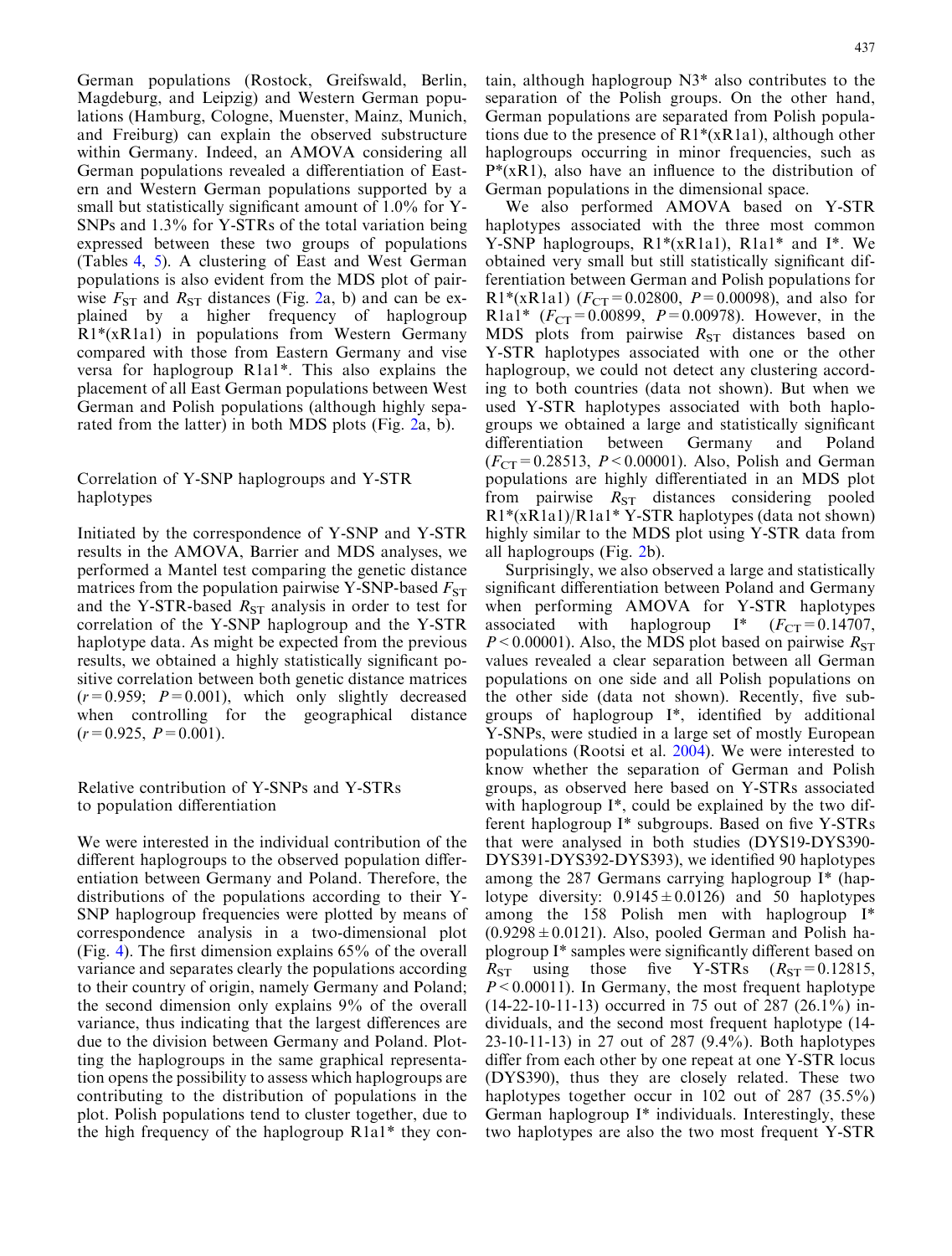German populations (Rostock, Greifswald, Berlin, Magdeburg, and Leipzig) and Western German populations (Hamburg, Cologne, Muenster, Mainz, Munich, and Freiburg) can explain the observed substructure within Germany. Indeed, an AMOVA considering all German populations revealed a differentiation of Eastern and Western German populations supported by a small but statistically significant amount of 1.0% for Y-SNPs and 1.3% for Y-STRs of the total variation being expressed between these two groups of populations (Tables 4, 5). A clustering of East and West German populations is also evident from the MDS plot of pairwise $F_{ST}$ and $R_{ST}$ distances (Fig. 2a, b) and can be explained by a higher frequency of haplogroup R1*(xR1a1) in populations from Western Germany compared with those from Eastern Germany and vise versa for haplogroup R1a1*. This also explains the placement of all East German populations between West German and Polish populations (although highly separated from the latter) in both MDS plots (Fig. 2a, b).

## Correlation of Y-SNP haplogroups and Y-STR haplotypes

Initiated by the correspondence of Y-SNP and Y-STR results in the AMOVA, Barrier and MDS analyses, we performed a Mantel test comparing the genetic distance matrices from the population pairwise Y-SNP-based $F_{ST}$ and the Y-STR-based $R_{ST}$ analysis in order to test for correlation of the Y-SNP haplogroup and the Y-STR haplotype data. As might be expected from the previous results, we obtained a highly statistically significant positive correlation between both genetic distance matrices ($r = 0.959$; $P = 0.001$), which only slightly decreased when controlling for the geographical distance ($r = 0.925$, $P = 0.001$).

## Relative contribution of Y-SNPs and Y-STRs to population differentiation

We were interested in the individual contribution of the different haplogroups to the observed population differentiation between Germany and Poland. Therefore, the distributions of the populations according to their Y-SNP haplogroup frequencies were plotted by means of correspondence analysis in a two-dimensional plot (Fig. 4). The first dimension explains 65% of the overall variance and separates clearly the populations according to their country of origin, namely Germany and Poland; the second dimension only explains 9% of the overall variance, thus indicating that the largest differences are due to the division between Germany and Poland. Plotting the haplogroups in the same graphical representation opens the possibility to assess which haplogroups are contributing to the distribution of populations in the plot. Polish populations tend to cluster together, due to the high frequency of the haplogroup R1a1* they contain, although haplogroup N3* also contributes to the separation of the Polish groups. On the other hand, German populations are separated from Polish populations due to the presence of R1*(xR1a1), although other haplogroups occurring in minor frequencies, such as P*(xR1), also have an influence to the distribution of German populations in the dimensional space.

We also performed AMOVA based on Y-STR haplotypes associated with the three most common Y-SNP haplogroups, R1*(xR1a1), R1a1* and I*. We obtained very small but still statistically significant differentiation between German and Polish populations for R1*(xR1a1) ($F_{CT} = 0.02800$, $P = 0.00098$), and also for R1a1* ($F_{CT} = 0.00899$, $P = 0.00978$). However, in the MDS plots from pairwise $R_{ST}$ distances based on Y-STR haplotypes associated with one or the other haplogroup, we could not detect any clustering according to both countries (data not shown). But when we used Y-STR haplotypes associated with both haplogroups we obtained a large and statistically significant differentiation between Germany and Poland ($F_{CT} = 0.28513$, $P < 0.00001$). Also, Polish and German populations are highly differentiated in an MDS plot from pairwise $R_{ST}$ distances considering pooled R1*(xR1a1)/R1a1* Y-STR haplotypes (data not shown) highly similar to the MDS plot using Y-STR data from all haplogroups (Fig. 2b).

Surprisingly, we also observed a large and statistically significant differentiation between Poland and Germany when performing AMOVA for Y-STR haplotypes associated with haplogroup I* ($F_{CT} = 0.14707$, $P < 0.00001$). Also, the MDS plot based on pairwise $R_{ST}$ values revealed a clear separation between all German populations on one side and all Polish populations on the other side (data not shown). Recently, five subgroups of haplogroup I*, identified by additional Y-SNPs, were studied in a large set of mostly European populations (Rootsi et al. 2004). We were interested to know whether the separation of German and Polish groups, as observed here based on Y-STRs associated with haplogroup I*, could be explained by the two different haplogroup I* subgroups. Based on five Y-STRs that were analysed in both studies (DYS19-DYS390-DYS391-DYS392-DYS393), we identified 90 haplotypes among the 287 Germans carrying haplogroup I* (haplotype: $0.9145 \pm 0.0126$) and 50 haplotypes among the 158 Polish men with haplogroup I* ($0.9298 \pm 0.0121$). Also, pooled German and Polish haplogroup I* samples were significantly different based on $R_{ST}$ using those five Y-STRs ($R_{ST} = 0.12815$, $P < 0.00011$). In Germany, the most frequent haplotype (14-22-10-11-13) occurred in 75 out of 287 (26.1%) individuals, and the second most frequent haplotype (14-23-10-11-13) in 27 out of 287 (9.4%). Both haplotypes differ from each other by one repeat at one Y-STR locus (DYS390), thus they are closely related. These two haplotypes together occur in 102 out of 287 (35.5%) German haplogroup I* individuals. Interestingly, these two haplotypes are also the two most frequent Y-STR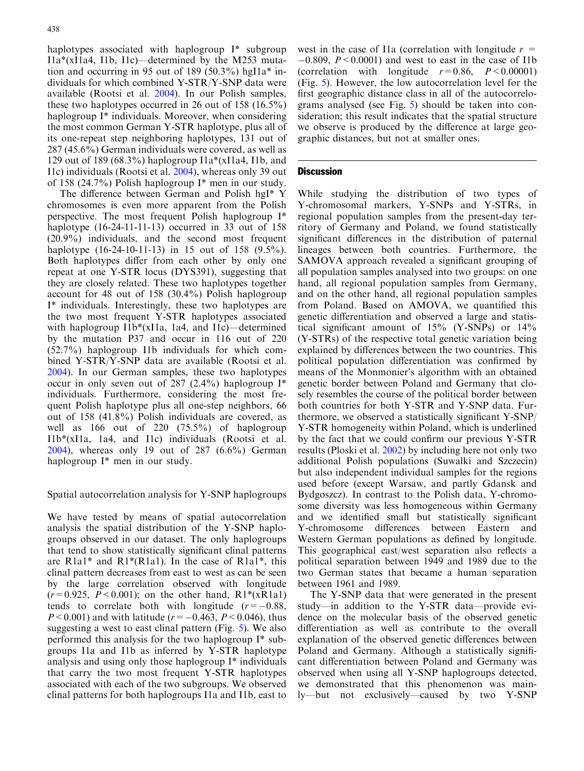haplotypes associated with haplogroup I* subgroup I1a*(xI1a4, I1b, I1c)—determined by the M253 mutation and occurring in 95 out of 189 (50.3%) hgI1a* individuals for which combined Y-STR/Y-SNP data were available (Rootsi et al. 2004). In our Polish samples, these two haplotypes occurred in 26 out of 158 (16.5%) haplogroup I* individuals. Moreover, when considering the most common German Y-STR haplotype, plus all of its one-repeat step neighboring haplotypes, 131 out of 287 (45.6%) German individuals were covered, as well as 129 out of 189 (68.3%) haplogroup I1a*(xI1a4, I1b, and I1c) individuals (Rootsi et al. 2004), whereas only 39 out of 158 (24.7%) Polish haplogroup I* men in our study.

The difference between German and Polish hgI* Y chromosomes is even more apparent from the Polish perspective. The most frequent Polish haplogroup I* haplotype (16-24-11-11-13) occurred in 33 out of 158 (20.9%) individuals, and the second most frequent haplotype (16-24-10-11-13) in 15 out of 158 (9.5%). Both haplotypes differ from each other by only one repeat at one Y-STR locus (DYS391), suggesting that they are closely related. These two haplotypes together account for 48 out of 158 (30.4%) Polish haplogroup I* individuals. Interestingly, these two haplotypes are the two most frequent Y-STR haplotypes associated with haplogroup I1b*(xI1a, 1a4, and I1c)—determined by the mutation P37 and occur in 116 out of 220 (52.7%) haplogroup I1b individuals for which combined Y-STR/Y-SNP data are available (Rootsi et al. 2004). In our German samples, these two haplotypes occur in only seven out of 287 (2.4%) haplogroup I* individuals. Furthermore, considering the most frequent Polish haplotype plus all one-step neighbors, 66 out of 158 (41.8%) Polish individuals are covered, as well as 166 out of 220 (75.5%) of haplogroup I1b*(xI1a, 1a4, and I1c) individuals (Rootsi et al. 2004), whereas only 19 out of 287 (6.6%) German haplogroup I* men in our study.

### Spatial autocorrelation analysis for Y-SNP haplogroups

We have tested by means of spatial autocorrelation analysis the spatial distribution of the Y-SNP haplogroups observed in our dataset. The only haplogroups that tend to show statistically significant clinal patterns are R1a1* and R1*(R1a1). In the case of R1a1*, this clinal pattern decreases from east to west as can be seen by the large correlation observed with longitude ($r = 0.925$, $P < 0.001$); on the other hand, R1*(xR1a1) tends to correlate both with longitude ($r = -0.88$, $P < 0.001$) and with latitude ($r = -0.463$, $P < 0.046$), thus suggesting a west to east clinal pattern (Fig. 5). We also performed this analysis for the two haplogroup I* subgroups I1a and I1b as inferred by Y-STR haplotype analysis and using only those haplogroup I* individuals that carry the two most frequent Y-STR haplotypes associated with each of the two subgroups. We observed clinal patterns for both haplogroups I1a and I1b, east to west in the case of I1a (correlation with longitude $r = -0.809$, $P < 0.0001$) and west to east in the case of I1b (correlation with longitude $r = 0.86$, $P < 0.00001$) (Fig. 5). However, the low autocorrelation level for the first geographic distance class in all of the autocorrelograms analysed (see Fig. 5) should be taken into consideration; this result indicates that the spatial structure we observe is produced by the difference at large geographic distances, but not at smaller ones.

## Discussion

While studying the distribution of two types of Y-chromosomal markers, Y-SNPs and Y-STRs, in regional population samples from the present-day territory of Germany and Poland, we found statistically significant differences in the distribution of paternal lineages between both countries. Furthermore, the SAMOVA approach revealed a significant grouping of all population samples analysed into two groups: on one hand, all regional population samples from Germany, and on the other hand, all regional population samples from Poland. Based on AMOVA, we quantified this genetic differentiation and observed a large and statistical significant amount of 15% (Y-SNPs) or 14% (Y-STRs) of the respective total genetic variation being explained by differences between the two countries. This political population differentiation was confirmed by means of the Monmonier's algorithm with an obtained genetic border between Poland and Germany that closely resembles the course of the political border between both countries for both Y-STR and Y-SNP data. Furthermore, we observed a statistically significant Y-SNP/Y-STR homogeneity within Poland, which is underlined by the fact that we could confirm our previous Y-STR results (Ploski et al. 2002) by including here not only two additional Polish populations (Suwalki and Szczecin) but also independent individual samples for the regions used before (except Warsaw, and partly Gdansk and Bydgoszcz). In contrast to the Polish data, Y-chromosome diversity was less homogeneous within Germany and we identified small but statistically significant Y-chromosome differences between Eastern and Western German populations as defined by longitude. This geographical east/west separation also reflects a political separation between 1949 and 1989 due to the two German states that became a human separation between 1961 and 1989.

The Y-SNP data that were generated in the present study—in addition to the Y-STR data—provide evidence on the molecular basis of the observed genetic differentiation as well as contribute to the overall explanation of the observed genetic differences between Poland and Germany. Although a statistically significant differentiation between Poland and Germany was observed when using all Y-SNP haplogroups detected, we demonstrated that this phenomenon was mainly—but not exclusively—caused by two Y-SNP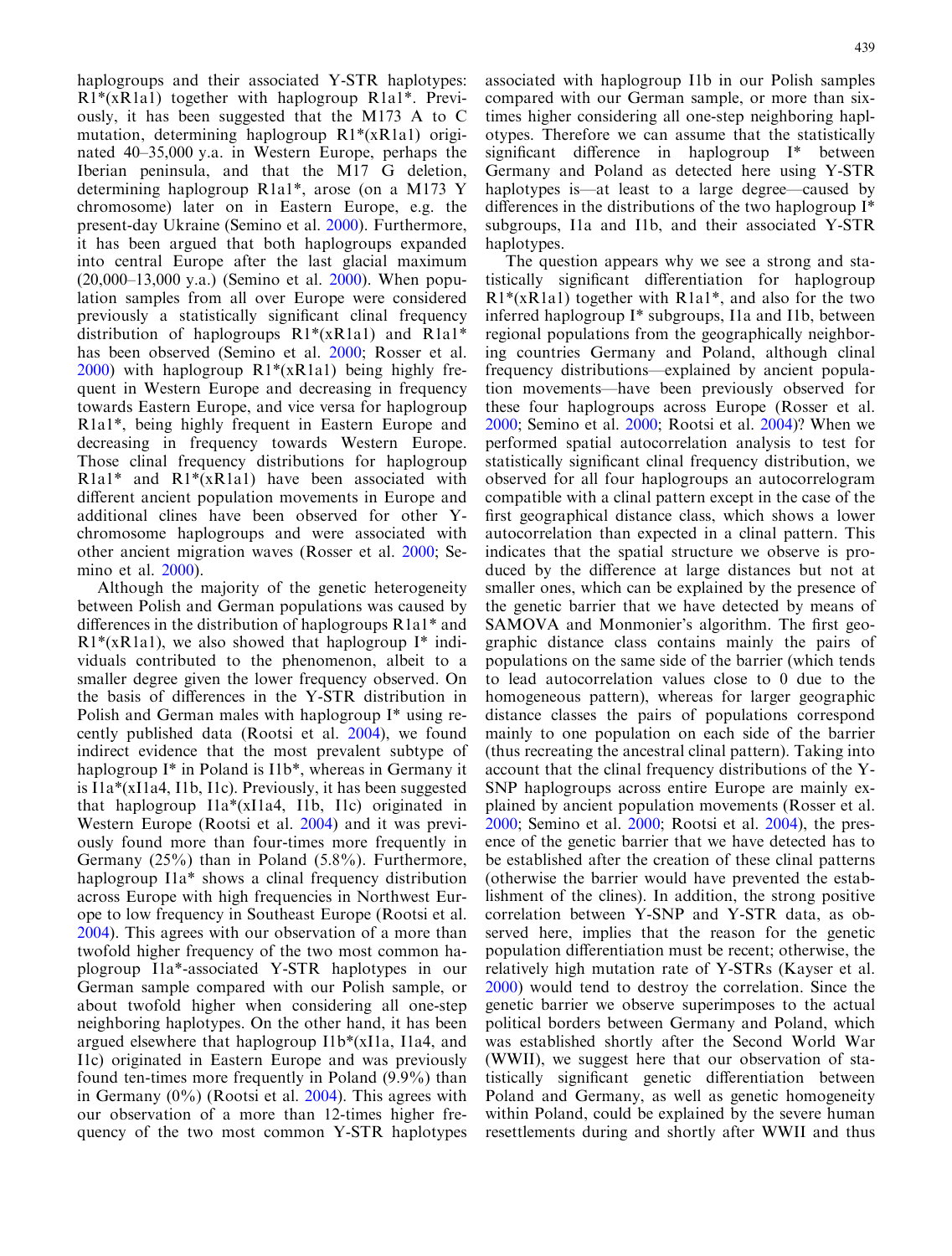haplogroups and their associated Y-STR haplotypes: R1*(xR1a1) together with haplogroup R1a1*. Previously, it has been suggested that the M173 A to C mutation, determining haplogroup R1*(xR1a1) originated 40–35,000 y.a. in Western Europe, perhaps the Iberian peninsula, and that the M17 G deletion, determining haplogroup R1a1*, arose (on a M173 Y chromosome) later on in Eastern Europe, e.g. the present-day Ukraine (Semino et al. 2000). Furthermore, it has been argued that both haplogroups expanded into central Europe after the last glacial maximum (20,000–13,000 y.a.) (Semino et al. 2000). When population samples from all over Europe were considered previously a statistically significant clinal frequency distribution of haplogroups R1*(xR1a1) and R1a1* has been observed (Semino et al. 2000; Rosser et al. 2000) with haplogroup R1*(xR1a1) being highly frequent in Western Europe and decreasing in frequency towards Eastern Europe, and vice versa for haplogroup R1a1*, being highly frequent in Eastern Europe and decreasing in frequency towards Western Europe. Those clinal frequency distributions for haplogroup R1a1* and R1*(xR1a1) have been associated with different ancient population movements in Europe and additional clines have been observed for other Y-chromosome haplogroups and were associated with other ancient migration waves (Rosser et al. 2000; Semino et al. 2000).

Although the majority of the genetic heterogeneity between Polish and German populations was caused by differences in the distribution of haplogroups R1a1* and R1*(xR1a1), we also showed that haplogroup I* individuals contributed to the phenomenon, albeit to a smaller degree given the lower frequency observed. On the basis of differences in the Y-STR distribution in Polish and German males with haplogroup I* using recently published data (Rootsi et al. 2004), we found indirect evidence that the most prevalent subtype of haplogroup I* in Poland is I1b*, whereas in Germany it is I1a*(xI1a4, I1b, I1c). Previously, it has been suggested that haplogroup I1a*(xI1a4, I1b, I1c) originated in Western Europe (Rootsi et al. 2004) and it was previously found more than four-times more frequently in Germany (25%) than in Poland (5.8%). Furthermore, haplogroup I1a* shows a clinal frequency distribution across Europe with high frequencies in Northwest Europe to low frequency in Southeast Europe (Rootsi et al. 2004). This agrees with our observation of a more than twofold higher frequency of the two most common haplogroup I1a*-associated Y-STR haplotypes in our German sample compared with our Polish sample, or about twofold higher when considering all one-step neighboring haplotypes. On the other hand, it has been argued elsewhere that haplogroup I1b*(xI1a, I1a4, and I1c) originated in Eastern Europe and was previously found ten-times more frequently in Poland (9.9%) than in Germany (0%) (Rootsi et al. 2004). This agrees with our observation of a more than 12-times higher frequency of the two most common Y-STR haplotypes associated with haplogroup I1b in our Polish samples compared with our German sample, or more than six-times higher considering all one-step neighboring haplotypes. Therefore we can assume that the statistically significant difference in haplogroup I* between Germany and Poland as detected here using Y-STR haplotypes is—at least to a large degree—caused by differences in the distributions of the two haplogroup I* subgroups, I1a and I1b, and their associated Y-STR haplotypes.

The question appears why we see a strong and statistically significant differentiation for haplogroup R1*(xR1a1) together with R1a1*, and also for the two inferred haplogroup I* subgroups, I1a and I1b, between regional populations from the geographically neighboring countries Germany and Poland, although clinal frequency distributions—explained by ancient population movements—have been previously observed for these four haplogroups across Europe (Rosser et al. 2000; Semino et al. 2000; Rootsi et al. 2004)? When we performed spatial autocorrelation analysis to test for statistically significant clinal frequency distribution, we observed for all four haplogroups an autocorrelogram compatible with a clinal pattern except in the case of the first geographical distance class, which shows a lower autocorrelation than expected in a clinal pattern. This indicates that the spatial structure we observe is produced by the difference at large distances but not at smaller ones, which can be explained by the presence of the genetic barrier that we have detected by means of SAMOVA and Monmonier's algorithm. The first geographic distance class contains mainly the pairs of populations on the same side of the barrier (which tends to lead autocorrelation values close to 0 due to the homogeneous pattern), whereas for larger geographic distance classes the pairs of populations correspond mainly to one population on each side of the barrier (thus recreating the ancestral clinal pattern). Taking into account that the clinal frequency distributions of the Y-SNP haplogroups across entire Europe are mainly explained by ancient population movements (Rosser et al. 2000; Semino et al. 2000; Rootsi et al. 2004), the presence of the genetic barrier that we have detected has to be established after the creation of these clinal patterns (otherwise the barrier would have prevented the establishment of the clines). In addition, the strong positive correlation between Y-SNP and Y-STR data, as observed here, implies that the reason for the genetic population differentiation must be recent; otherwise, the relatively high mutation rate of Y-STRs (Kayser et al. 2000) would tend to destroy the correlation. Since the genetic barrier we observe superimposes to the actual political borders between Germany and Poland, which was established shortly after the Second World War (WWII), we suggest here that our observation of statistically significant genetic differentiation between Poland and Germany, as well as genetic homogeneity within Poland, could be explained by the severe human resettlements during and shortly after WWII and thus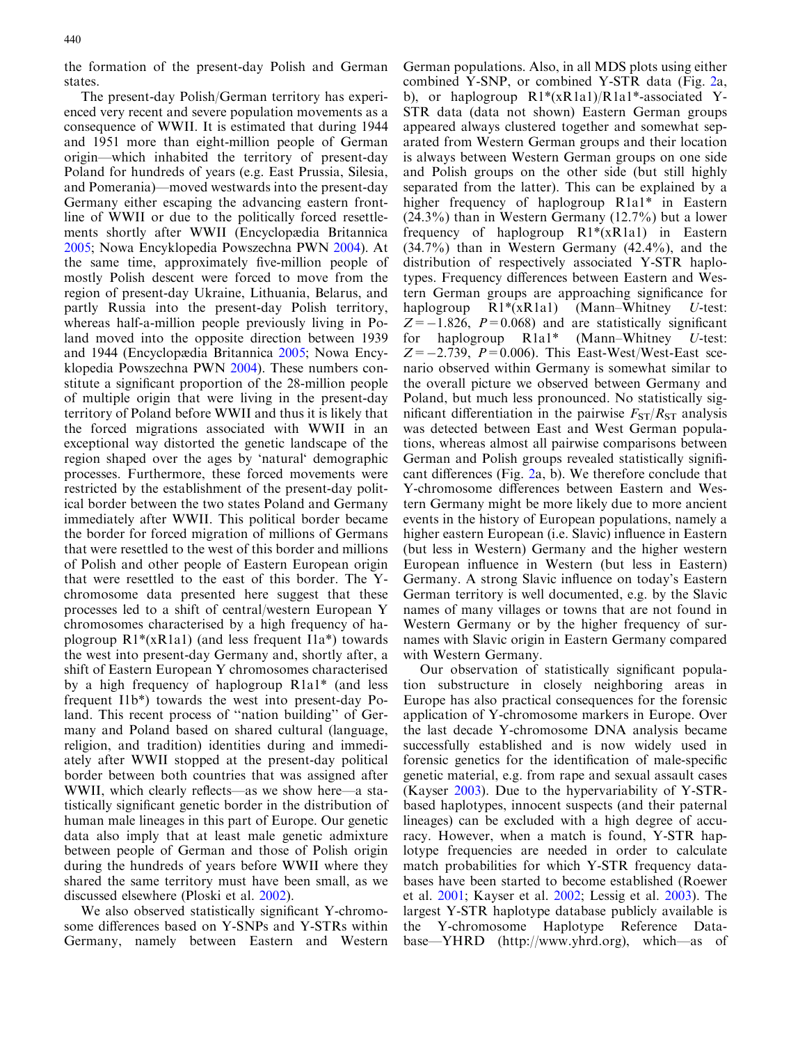the formation of the present-day Polish and German states.

The present-day Polish/German territory has experienced very recent and severe population movements as a consequence of WWII. It is estimated that during 1944 and 1951 more than eight-million people of German origin—which inhabited the territory of present-day Poland for hundreds of years (e.g. East Prussia, Silesia, and Pomerania)—moved westwards into the present-day Germany either escaping the advancing eastern frontline of WWII or due to the politically forced resettlements shortly after WWII (Encyclopædia Britannica 2005; Nowa Encyklopedia Powszechna PWN 2004). At the same time, approximately five-million people of mostly Polish descent were forced to move from the region of present-day Ukraine, Lithuania, Belarus, and partly Russia into the present-day Polish territory, whereas half-a-million people previously living in Poland moved into the opposite direction between 1939 and 1944 (Encyclopædia Britannica 2005; Nowa Encyklopedia Powszechna PWN 2004). These numbers constitute a significant proportion of the 28-million people of multiple origin that were living in the present-day territory of Poland before WWII and thus it is likely that the forced migrations associated with WWII in an exceptional way distorted the genetic landscape of the region shaped over the ages by 'natural' demographic processes. Furthermore, these forced movements were restricted by the establishment of the present-day political border between the two states Poland and Germany immediately after WWII. This political border became the border for forced migration of millions of Germans that were resettled to the west of this border and millions of Polish and other people of Eastern European origin that were resettled to the east of this border. The Y-chromosome data presented here suggest that these processes led to a shift of central/western European Y chromosomes characterised by a high frequency of haplogroup R1*(xR1a1) (and less frequent I1a*) towards the west into present-day Germany and, shortly after, a shift of Eastern European Y chromosomes characterised by a high frequency of haplogroup R1a1* (and less frequent I1b*) towards the west into present-day Poland. This recent process of "nation building" of Germany and Poland based on shared cultural (language, religion, and tradition) identities during and immediately after WWII stopped at the present-day political border between both countries that was assigned after WWII, which clearly reflects—as we show here—a statistically significant genetic border in the distribution of human male lineages in this part of Europe. Our genetic data also imply that at least male genetic admixture between people of German and those of Polish origin during the hundreds of years before WWII where they shared the same territory must have been small, as we discussed elsewhere (Ploski et al. 2002).

We also observed statistically significant Y-chromosome differences based on Y-SNPs and Y-STRs within Germany, namely between Eastern and Western German populations. Also, in all MDS plots using either combined Y-SNP, or combined Y-STR data (Fig. 2a, b), or haplogroup R1*(xR1a1)/R1a1*-associated Y-STR data (data not shown) Eastern German groups appeared always clustered together and somewhat separated from Western German groups and their location is always between Western German groups on one side and Polish groups on the other side (but still highly separated from the latter). This can be explained by a higher frequency of haplogroup R1a1* in Eastern (24.3%) than in Western Germany (12.7%) but a lower frequency of haplogroup R1*(xR1a1) in Eastern (34.7%) than in Western Germany (42.4%), and the distribution of respectively associated Y-STR haplotypes. Frequency differences between Eastern and Western German groups are approaching significance for haplogroup R1*(xR1a1) (Mann–Whitney *U*-test: $Z = -1.826$, $P = 0.068$) and are statistically significant for haplogroup R1a1* (Mann–Whitney *U*-test: $Z = -2.739$, $P = 0.006$). This East-West/West-East scenario observed within Germany is somewhat similar to the overall picture we observed between Germany and Poland, but much less pronounced. No statistically significant differentiation in the pairwise $F_{ST}/R_{ST}$ analysis was detected between East and West German populations, whereas almost all pairwise comparisons between German and Polish groups revealed statistically significant differences (Fig. 2a, b). We therefore conclude that Y-chromosome differences between Eastern and Western Germany might be more likely due to more ancient events in the history of European populations, namely a higher eastern European (i.e. Slavic) influence in Eastern (but less in Western) Germany and the higher western European influence in Western (but less in Eastern) Germany. A strong Slavic influence on today's Eastern German territory is well documented, e.g. by the Slavic names of many villages or towns that are not found in Western Germany or by the higher frequency of surnames with Slavic origin in Eastern Germany compared with Western Germany.

Our observation of statistically significant population substructure in closely neighboring areas in Europe has also practical consequences for the forensic application of Y-chromosome markers in Europe. Over the last decade Y-chromosome DNA analysis became successfully established and is now widely used in forensic genetics for the identification of male-specific genetic material, e.g. from rape and sexual assault cases (Kayser 2003). Due to the hypervariability of Y-STR-based haplotypes, innocent suspects (and their paternal lineages) can be excluded with a high degree of accuracy. However, when a match is found, Y-STR haplotype frequencies are needed in order to calculate match probabilities for which Y-STR frequency databases have been started to become established (Roewer et al. 2001; Kayser et al. 2002; Lessig et al. 2003). The largest Y-STR haplotype database publicly available is the Y-chromosome Haplotype Reference Database—YHRD (http://www.yhrd.org), which—as of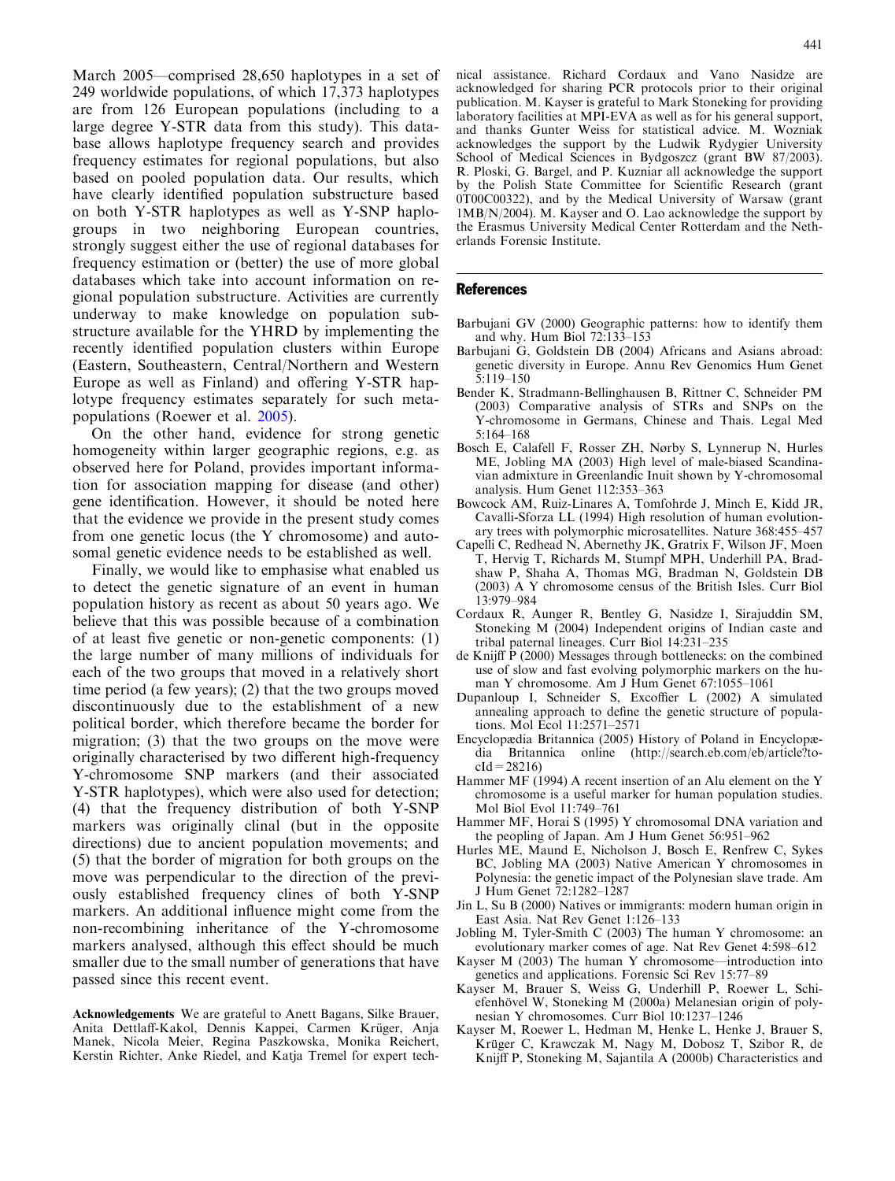March 2005—comprised 28,650 haplotypes in a set of 249 worldwide populations, of which 17,373 haplotypes are from 126 European populations (including to a large degree Y-STR data from this study). This database allows haplotype frequency search and provides frequency estimates for regional populations, but also based on pooled population data. Our results, which have clearly identified population substructure based on both Y-STR haplotypes as well as Y-SNP haplogroups in two neighboring European countries, strongly suggest either the use of regional databases for frequency estimation or (better) the use of more global databases which take into account information on regional population substructure. Activities are currently underway to make knowledge on population substructure available for the YHRD by implementing the recently identified population clusters within Europe (Eastern, Southeastern, Central/Northern and Western Europe as well as Finland) and offering Y-STR haplotype frequency estimates separately for such meta-populations (Roewer et al. 2005).

On the other hand, evidence for strong genetic homogeneity within larger geographic regions, e.g. as observed here for Poland, provides important information for association mapping for disease (and other) gene identification. However, it should be noted here that the evidence we provide in the present study comes from one genetic locus (the Y chromosome) and autosomal genetic evidence needs to be established as well.

Finally, we would like to emphasise what enabled us to detect the genetic signature of an event in human population history as recent as about 50 years ago. We believe that this was possible because of a combination of at least five genetic or non-genetic components: (1) the large number of many millions of individuals for each of the two groups that moved in a relatively short time period (a few years); (2) that the two groups moved discontinuously due to the establishment of a new political border, which therefore became the border for migration; (3) that the two groups on the move were originally characterised by two different high-frequency Y-chromosome SNP markers (and their associated Y-STR haplotypes), which were also used for detection; (4) that the frequency distribution of both Y-SNP markers was originally clinal (but in the opposite directions) due to ancient population movements; and (5) that the border of migration for both groups on the move was perpendicular to the direction of the previously established frequency clines of both Y-SNP markers. An additional influence might come from the non-recombining inheritance of the Y-chromosome markers analysed, although this effect should be much smaller due to the small number of generations that have passed since this recent event.

**Acknowledgements** We are grateful to Anett Bagans, Silke Brauer, Anita Dettlaff-Kakol, Dennis Kappei, Carmen Krüger, Anja Manek, Nicola Meier, Regina Paszkowska, Monika Reichert, Kerstin Richter, Anke Riedel, and Katja Tremel for expert technical assistance. Richard Cordaux and Vano Nasidze are acknowledged for sharing PCR protocols prior to their original publication. M. Kayser is grateful to Mark Stoneking for providing laboratory facilities at MPI-EVA as well as for his general support, and thanks Gunter Weiss for statistical advice. M. Wozniak acknowledges the support by the Ludwik Rydygier University School of Medical Sciences in Bydgoszcz (grant BW 87/2003). R. Ploski, G. Bargel, and P. Kuzniar all acknowledge the support by the Polish State Committee for Scientific Research (grant 0T00C00322), and by the Medical University of Warsaw (grant 1MB/N/2004). M. Kayser and O. Lao acknowledge the support by the Erasmus University Medical Center Rotterdam and the Netherlands Forensic Institute.

## References

Barbujani GV (2000) Geographic patterns: how to identify them and why. Hum Biol 72:133–153

Barbujani G, Goldstein DB (2004) Africans and Asians abroad: genetic diversity in Europe. Annu Rev Genomics Hum Genet 5:119–150

Bender K, Stradmann-Bellinghausen B, Rittner C, Schneider PM (2003) Comparative analysis of STRs and SNPs on the Y-chromosome in Germans, Chinese and Thais. Legal Med 5:164–168

Bosch E, Calafell F, Rosser ZH, Nørby S, Lynnerup N, Hurles ME, Jobling MA (2003) High level of male-biased Scandinavian admixture in Greenlandic Inuit shown by Y-chromosomal analysis. Hum Genet 112:353–363

Bowcock AM, Ruiz-Linares A, Tomfohrde J, Minch E, Kidd JR, Cavalli-Sforza LL (1994) High resolution of human evolutionary trees with polymorphic microsatellites. Nature 368:455–457

Capelli C, Redhead N, Abernethy JK, Gratrix F, Wilson JF, Moen T, Hervig T, Richards M, Stumpf MPH, Underhill PA, Bradshaw P, Shaha A, Thomas MG, Bradman N, Goldstein DB (2003) A Y chromosome census of the British Isles. Curr Biol 13:979–984

Cordaux R, Aunger R, Bentley G, Nasidze I, Sirajuddin SM, Stoneking M (2004) Independent origins of Indian caste and tribal paternal lineages. Curr Biol 14:231–235

de Knijff P (2000) Messages through bottlenecks: on the combined use of slow and fast evolving polymorphic markers on the human Y chromosome. Am J Hum Genet 67:1055–1061

Dupanloup I, Schneider S, Excoffier L (2002) A simulated annealing approach to define the genetic structure of populations. Mol Ecol 11:2571–2571

Encyclopædia Britannica (2005) History of Poland in Encyclopædia Britannica online (http://search.eb.com/eb/article?tocId=28216)

Hammer MF (1994) A recent insertion of an Alu element on the Y chromosome is a useful marker for human population studies. Mol Biol Evol 11:749–761

Hammer MF, Horai S (1995) Y chromosomal DNA variation and the peopling of Japan. Am J Hum Genet 56:951–962

Hurles ME, Maund E, Nicholson J, Bosch E, Renfrew C, Sykes BC, Jobling MA (2003) Native American Y chromosomes in Polynesia: the genetic impact of the Polynesian slave trade. Am J Hum Genet 72:1282–1287

Jin L, Su B (2000) Natives or immigrants: modern human origin in East Asia. Nat Rev Genet 1:126–133

Jobling M, Tyler-Smith C (2003) The human Y chromosome: an evolutionary marker comes of age. Nat Rev Genet 4:598–612

Kayser M (2003) The human Y chromosome—introduction into genetics and applications. Forensic Sci Rev 15:77–89

Kayser M, Brauer S, Weiss G, Underhill P, Roewer L, Schiefenhövel W, Stoneking M (2000a) Melanesian origin of polynesian Y chromosomes. Curr Biol 10:1237–1246

Kayser M, Roewer L, Hedman M, Henke L, Henke J, Brauer S, Krüger C, Krawczak M, Nagy M, Dobosz T, Szibor R, de Knijff P, Stoneking M, Sajantila A (2000b) Characteristics and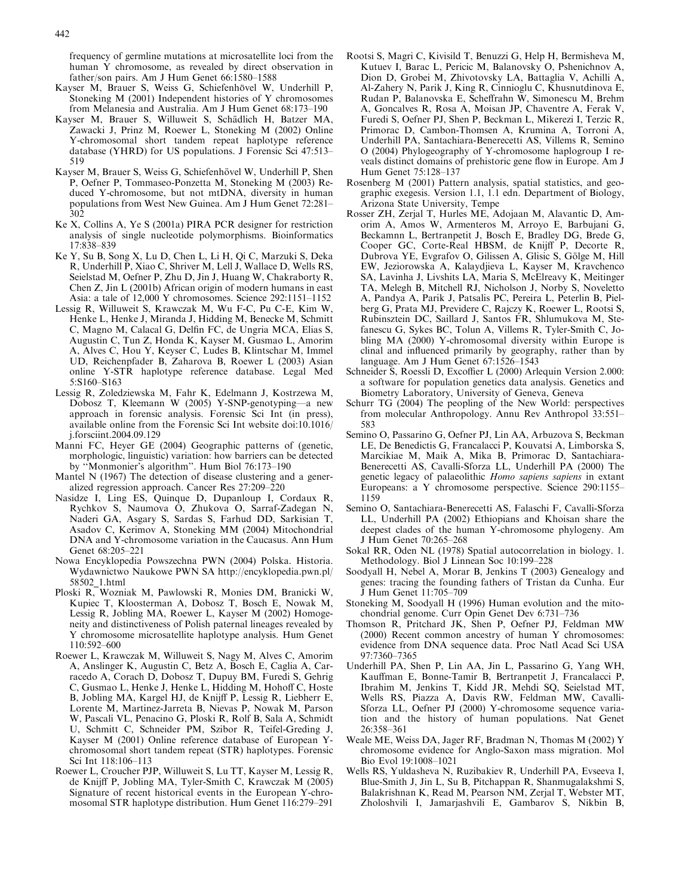frequency of germline mutations at microsatellite loci from the human Y chromosome, as revealed by direct observation in father/son pairs. Am J Hum Genet 66:1580–1588

Kayser M, Brauer S, Weiss G, Schiefenhövel W, Underhill P, Stoneking M (2001) Independent histories of Y chromosomes from Melanesia and Australia. Am J Hum Genet 68:173–190

Kayser M, Brauer S, Willuweit S, Schädlich H, Batzer MA, Zawacki J, Prinz M, Roewer L, Stoneking M (2002) Online Y-chromosomal short tandem repeat haplotype reference database (YHRD) for US populations. J Forensic Sci 47:513–519

Kayser M, Brauer S, Weiss G, Schiefenhövel W, Underhill P, Shen P, Oefner P, Tommaseo-Ponzetta M, Stoneking M (2003) Reduced Y-chromosome, but not mtDNA, diversity in human populations from West New Guinea. Am J Hum Genet 72:281–302

Ke X, Collins A, Ye S (2001a) PIRA PCR designer for restriction analysis of single nucleotide polymorphisms. Bioinformatics 17:838–839

Ke Y, Su B, Song X, Lu D, Chen L, Li H, Qi C, Marzuki S, Deka R, Underhill P, Xiao C, Shriver M, Lell J, Wallace D, Wells RS, Seielstad M, Oefner P, Zhu D, Jin J, Huang W, Chakraborty R, Chen Z, Jin L (2001b) African origin of modern humans in east Asia: a tale of 12,000 Y chromosomes. Science 292:1151–1152

Lessig R, Willuweit S, Krawczak M, Wu F-C, Pu C-E, Kim W, Henke L, Henke J, Miranda J, Hidding M, Benecke M, Schmitt C, Magno M, Calacal G, Delfin FC, de Ungria MCA, Elias S, Augustin C, Tun Z, Honda K, Kayser M, Gusmao L, Amorim A, Alves C, Hou Y, Keyser C, Ludes B, Klintschar M, Immel UD, Reichenpfader B, Zaharova B, Roewer L (2003) Asian online Y-STR haplotype reference database. Legal Med 5:S160–S163

Lessig R, Zoledziewska M, Fahr K, Edelmann J, Kostrzewa M, Dobosz T, Kleemann W (2005) Y-SNP-genotyping—a new approach in forensic analysis. Forensic Sci Int (in press), available online from the Forensic Sci Int website doi:10.1016/j.forsciint.2004.09.129

Manni FC, Heyer GE (2004) Geographic patterns of (genetic, morphologic, linguistic) variation: how barriers can be detected by "Monmonier's algorithm". Hum Biol 76:173–190

Mantel N (1967) The detection of disease clustering and a generalized regression approach. Cancer Res 27:209–220

Nasidze I, Ling ES, Quinque D, Dupanloup I, Cordaux R, Rychkov S, Naumova O, Zhukova O, Sarraf-Zadegan N, Naderi GA, Asgary S, Sardas S, Farhud DD, Sarkisian T, Asadov C, Kerimov A, Stoneking MM (2004) Mitochondrial DNA and Y-chromosome variation in the Caucasus. Ann Hum Genet 68:205–221

Nowa Encyklopedia Powszechna PWN (2004) Polska. Historia. Wydawnictwo Naukowe PWN SA http://encyklopedia.pwn.pl/58502_1.html

Ploski R, Wozniak M, Pawlowski R, Monies DM, Branicki W, Kupiec T, Kloosterman A, Dobosz T, Bosch E, Nowak M, Lessig R, Jobling MA, Roewer L, Kayser M (2002) Homogeneity and distinctiveness of Polish paternal lineages revealed by Y chromosome microsatellite haplotype analysis. Hum Genet 110:592–600

Roewer L, Krawczak M, Willuweit S, Nagy M, Alves C, Amorim A, Anslinger K, Augustin C, Betz A, Bosch E, Caglia A, Carracedo A, Corach D, Dobosz T, Dupuy BM, Furedi S, Gehrig C, Gusmao L, Henke J, Henke L, Hidding M, Hohoff C, Hoste B, Jobling MA, Kargel HJ, de Knijff P, Lessig R, Liebherr E, Lorente M, Martinez-Jarreta B, Nievas P, Nowak M, Parson W, Pascali VL, Penacino G, Ploski R, Rolf B, Sala A, Schmidt U, Schmitt C, Schneider PM, Szibor R, Teifel-Greding J, Kayser M (2001) Online reference database of European Y-chromosomal short tandem repeat (STR) haplotypes. Forensic Sci Int 118:106–113

Roewer L, Croucher PJP, Willuweit S, Lu TT, Kayser M, Lessig R, de Knijff P, Jobling MA, Tyler-Smith C, Krawczak M (2005) Signature of recent historical events in the European Y-chromosomal STR haplotype distribution. Hum Genet 116:279–291

Rootsi S, Magri C, Kivisild T, Benuzzi G, Help H, Bermisheva M, Kutuev I, Barac L, Pericic M, Balanovsky O, Pshenichnov A, Dion D, Grobei M, Zhivotovsky LA, Battaglia V, Achilli A, Al-Zahery N, Parik J, King R, Cinnioglu C, Khusnutdinova E, Rudan P, Balanovska E, Scheffrahn W, Simonescu M, Brehm A, Goncalves R, Rosa A, Moisan JP, Chaventre A, Ferak V, Furedi S, Oefner PJ, Shen P, Beckman L, Mikerezi I, Terzic R, Primorac D, Cambon-Thomsen A, Krumina A, Torroni A, Underhill PA, Santachiara-Benerecetti AS, Villems R, Semino O (2004) Phylogeography of Y-chromosome haplogroup I reveals distinct domains of prehistoric gene flow in Europe. Am J Hum Genet 75:128–137

Rosenberg M (2001) Pattern analysis, spatial statistics, and geographic exegesis. Version 1.1, 1.1 edn. Department of Biology, Arizona State University, Tempe

Rosser ZH, Zerjal T, Hurles ME, Adojaan M, Alavantic D, Amorim A, Amos W, Armenteros M, Arroyo E, Barbujani G, Beckamnn L, Bertranpetit J, Bosch E, Bradley DG, Brede G, Cooper GC, Corte-Real HBSM, de Knijff P, Decorte R, Dubrova YE, Evgrafov O, Gilissen A, Glisic S, Gölge M, Hill EW, Jeziorowska A, Kalaydjieva L, Kayser M, Kravchenco SA, Lavinha J, Livshits LA, Maria S, McElreavy K, Meitinger TA, Melegh B, Mitchell RJ, Nicholson J, Norby S, Noveletto A, Pandya A, Parik J, Patsalis PC, Pereira L, Peterlin B, Pielberg G, Prata MJ, Previdere C, Rajczy K, Roewer L, Rootsi S, Rubinsztein DC, Saillard J, Santos FR, Shlumukova M, Stefanescu G, Sykes BC, Tolun A, Villems R, Tyler-Smith C, Jobling MA (2000) Y-chromosomal diversity within Europe is clinal and influenced primarily by geography, rather than by language. Am J Hum Genet 67:1526–1543

Schneider S, Roessli D, Excoffier L (2000) Arlequin Version 2.000: a software for population genetics data analysis. Genetics and Biometry Laboratory, University of Geneva, Geneva

Schurr TG (2004) The peopling of the New World: perspectives from molecular Anthropology. Annu Rev Anthropol 33:551–583

Semino O, Passarino G, Oefner PJ, Lin AA, Arbuzova S, Beckman LE, De Benedictis G, Francalacci P, Kouvatsi A, Limborska S, Marcikiae M, Maik A, Mika B, Primorac D, Santachiara-Benerecetti AS, Cavalli-Sforza LL, Underhill PA (2000) The genetic legacy of palaeolithic *Homo sapiens sapiens* in extant Europeans: a Y chromosome perspective. Science 290:1155–1159

Semino O, Santachiara-Benerecetti AS, Falaschi F, Cavalli-Sforza LL, Underhill PA (2002) Ethiopians and Khoisan share the deepest clades of the human Y-chromosome phylogeny. Am J Hum Genet 70:265–268

Sokal RR, Oden NL (1978) Spatial autocorrelation in biology. 1. Methodology. Biol J Linnean Soc 10:199–228

Soodyall H, Nebel A, Morar B, Jenkins T (2003) Genealogy and genes: tracing the founding fathers of Tristan da Cunha. Eur J Hum Genet 11:705–709

Stoneking M, Soodyall H (1996) Human evolution and the mitochondrial genome. Curr Opin Genet Dev 6:731–736

Thomson R, Pritchard JK, Shen P, Oefner PJ, Feldman MW (2000) Recent common ancestry of human Y chromosomes: evidence from DNA sequence data. Proc Natl Acad Sci USA 97:7360–7365

Underhill PA, Shen P, Lin AA, Jin L, Passarino G, Yang WH, Kauffman E, Bonne-Tamir B, Bertranpetit J, Francalacci P, Ibrahim M, Jenkins T, Kidd JR, Mehdi SQ, Seielstad MT, Wells RS, Piazza A, Davis RW, Feldman MW, Cavalli-Sforza LL, Oefner PJ (2000) Y-chromosome sequence variation and the history of human populations. Nat Genet 26:358–361

Weale ME, Weiss DA, Jager RF, Bradman N, Thomas M (2002) Y chromosome evidence for Anglo-Saxon mass migration. Mol Bio Evol 19:1008–1021

Wells RS, Yuldasheva N, Ruzibakiev R, Underhill PA, Evseeva I, Blue-Smith J, Jin L, Su B, Pitchappan R, Shanmugalakshmi S, Balakrishnan K, Read M, Pearson NM, Zerjal T, Webster MT, Zholoshvili I, Jamarjashvili E, Gambarov S, Nikbin B,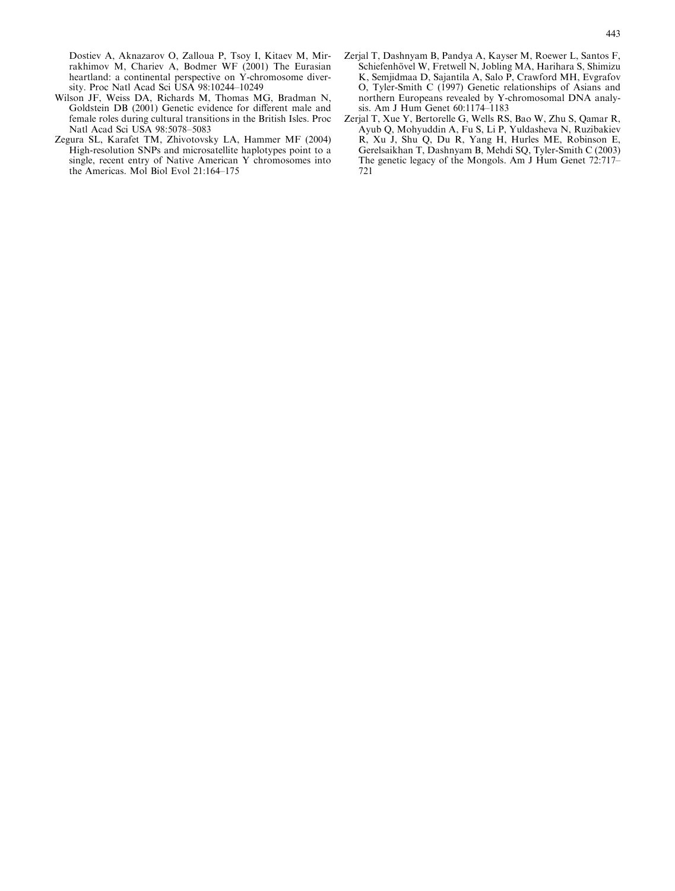Dostiev A, Aknazarov O, Zalloua P, Tsoy I, Kitaev M, Mirrakhimov M, Chariev A, Bodmer WF (2001) The Eurasian heartland: a continental perspective on Y-chromosome diversity. Proc Natl Acad Sci USA 98:10244–10249

Wilson JF, Weiss DA, Richards M, Thomas MG, Bradman N, Goldstein DB (2001) Genetic evidence for different male and female roles during cultural transitions in the British Isles. Proc Natl Acad Sci USA 98:5078–5083

Zegura SL, Karafet TM, Zhivotovsky LA, Hammer MF (2004) High-resolution SNPs and microsatellite haplotypes point to a single, recent entry of Native American Y chromosomes into the Americas. Mol Biol Evol 21:164–175

Zerjal T, Dashnyam B, Pandya A, Kayser M, Roewer L, Santos F, Schiefenhövel W, Fretwell N, Jobling MA, Harihara S, Shimizu K, Semjidmaa D, Sajantila A, Salo P, Crawford MH, Evgrafov O, Tyler-Smith C (1997) Genetic relationships of Asians and northern Europeans revealed by Y-chromosomal DNA analysis. Am J Hum Genet 60:1174–1183

Zerjal T, Xue Y, Bertorelle G, Wells RS, Bao W, Zhu S, Qamar R, Ayub Q, Mohyuddin A, Fu S, Li P, Yuldasheva N, Ruzibakiev R, Xu J, Shu Q, Du R, Yang H, Hurles ME, Robinson E, Gerelsaikhan T, Dashnyam B, Mehdi SQ, Tyler-Smith C (2003) The genetic legacy of the Mongols. Am J Hum Genet 72:717–721